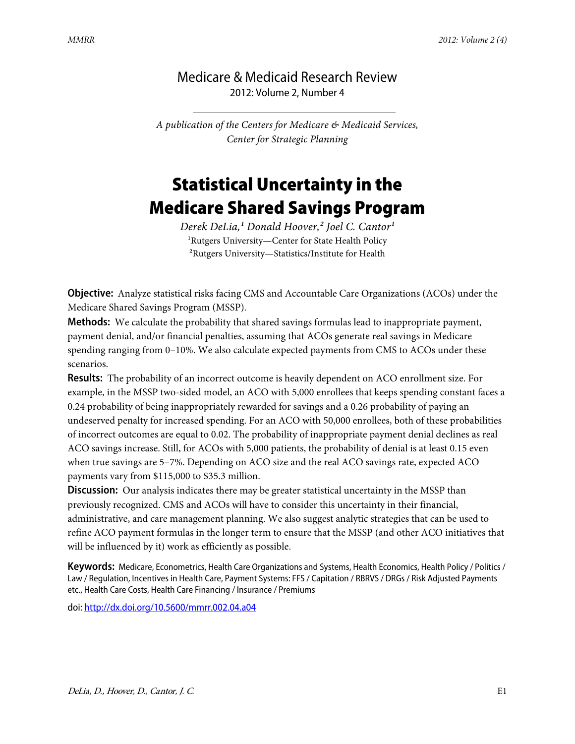Medicare & Medicaid Research Review
2012: Volume 2, Number 4

*A publication of the Centers for Medicare & Medicaid Services, Center for Strategic Planning*

# Statistical Uncertainty in the Medicare Shared Savings Program

*Derek DeLia,[1] Donald Hoover,[2] Joel C. Cantor[1]*

[1]Rutgers University—Center for State Health Policy

[2]Rutgers University—Statistics/Institute for Health

**Objective:** Analyze statistical risks facing CMS and Accountable Care Organizations (ACOs) under the Medicare Shared Savings Program (MSSP).

**Methods:** We calculate the probability that shared savings formulas lead to inappropriate payment, payment denial, and/or financial penalties, assuming that ACOs generate real savings in Medicare spending ranging from 0–10%. We also calculate expected payments from CMS to ACOs under these scenarios.

**Results:** The probability of an incorrect outcome is heavily dependent on ACO enrollment size. For example, in the MSSP two-sided model, an ACO with 5,000 enrollees that keeps spending constant faces a 0.24 probability of being inappropriately rewarded for savings and a 0.26 probability of paying an undeserved penalty for increased spending. For an ACO with 50,000 enrollees, both of these probabilities of incorrect outcomes are equal to 0.02. The probability of inappropriate payment denial declines as real ACO savings increase. Still, for ACOs with 5,000 patients, the probability of denial is at least 0.15 even when true savings are 5–7%. Depending on ACO size and the real ACO savings rate, expected ACO payments vary from $115,000 to $35.3 million.

**Discussion:** Our analysis indicates there may be greater statistical uncertainty in the MSSP than previously recognized. CMS and ACOs will have to consider this uncertainty in their financial, administrative, and care management planning. We also suggest analytic strategies that can be used to refine ACO payment formulas in the longer term to ensure that the MSSP (and other ACO initiatives that will be influenced by it) work as efficiently as possible.

**Keywords:** Medicare, Econometrics, Health Care Organizations and Systems, Health Economics, Health Policy / Politics / Law / Regulation, Incentives in Health Care, Payment Systems: FFS / Capitation / RBRVS / DRGs / Risk Adjusted Payments etc., Health Care Costs, Health Care Financing / Insurance / Premiums

doi: http://dx.doi.org/10.5600/mmrr.002.04.a04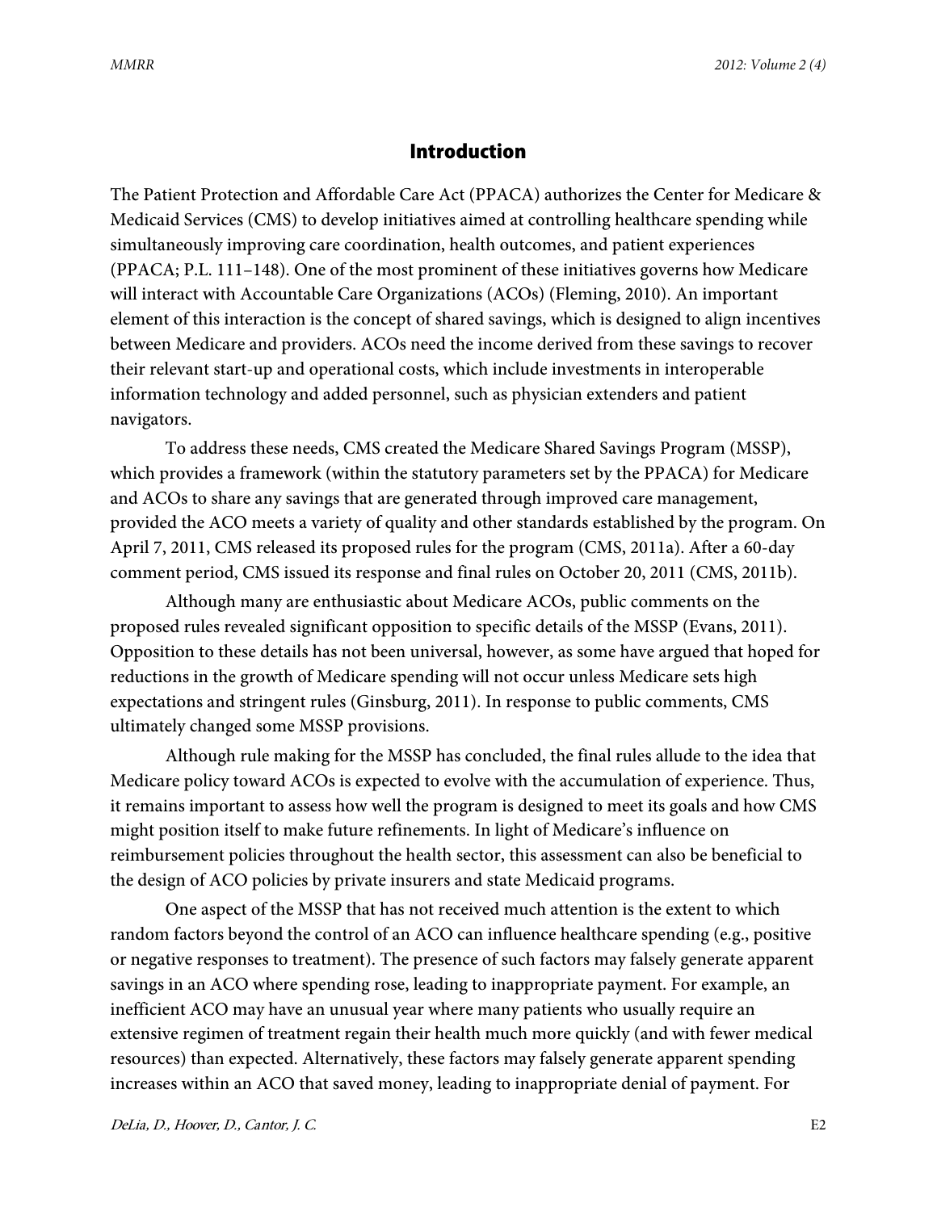## Introduction

The Patient Protection and Affordable Care Act (PPACA) authorizes the Center for Medicare & Medicaid Services (CMS) to develop initiatives aimed at controlling healthcare spending while simultaneously improving care coordination, health outcomes, and patient experiences (PPACA; P.L. 111–148). One of the most prominent of these initiatives governs how Medicare will interact with Accountable Care Organizations (ACOs) (Fleming, 2010). An important element of this interaction is the concept of shared savings, which is designed to align incentives between Medicare and providers. ACOs need the income derived from these savings to recover their relevant start-up and operational costs, which include investments in interoperable information technology and added personnel, such as physician extenders and patient navigators.

To address these needs, CMS created the Medicare Shared Savings Program (MSSP), which provides a framework (within the statutory parameters set by the PPACA) for Medicare and ACOs to share any savings that are generated through improved care management, provided the ACO meets a variety of quality and other standards established by the program. On April 7, 2011, CMS released its proposed rules for the program (CMS, 2011a). After a 60-day comment period, CMS issued its response and final rules on October 20, 2011 (CMS, 2011b).

Although many are enthusiastic about Medicare ACOs, public comments on the proposed rules revealed significant opposition to specific details of the MSSP (Evans, 2011). Opposition to these details has not been universal, however, as some have argued that hoped for reductions in the growth of Medicare spending will not occur unless Medicare sets high expectations and stringent rules (Ginsburg, 2011). In response to public comments, CMS ultimately changed some MSSP provisions.

Although rule making for the MSSP has concluded, the final rules allude to the idea that Medicare policy toward ACOs is expected to evolve with the accumulation of experience. Thus, it remains important to assess how well the program is designed to meet its goals and how CMS might position itself to make future refinements. In light of Medicare's influence on reimbursement policies throughout the health sector, this assessment can also be beneficial to the design of ACO policies by private insurers and state Medicaid programs.

One aspect of the MSSP that has not received much attention is the extent to which random factors beyond the control of an ACO can influence healthcare spending (e.g., positive or negative responses to treatment). The presence of such factors may falsely generate apparent savings in an ACO where spending rose, leading to inappropriate payment. For example, an inefficient ACO may have an unusual year where many patients who usually require an extensive regimen of treatment regain their health much more quickly (and with fewer medical resources) than expected. Alternatively, these factors may falsely generate apparent spending increases within an ACO that saved money, leading to inappropriate denial of payment. For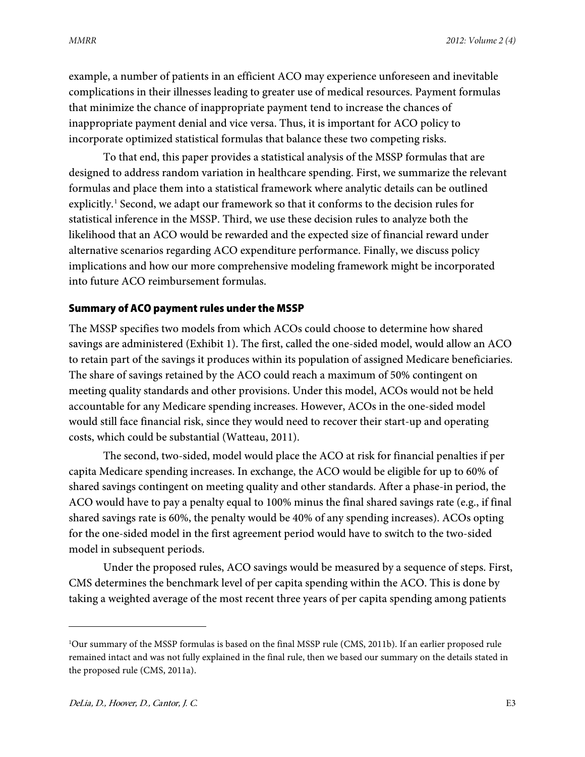example, a number of patients in an efficient ACO may experience unforeseen and inevitable complications in their illnesses leading to greater use of medical resources. Payment formulas that minimize the chance of inappropriate payment tend to increase the chances of inappropriate payment denial and vice versa. Thus, it is important for ACO policy to incorporate optimized statistical formulas that balance these two competing risks.

To that end, this paper provides a statistical analysis of the MSSP formulas that are designed to address random variation in healthcare spending. First, we summarize the relevant formulas and place them into a statistical framework where analytic details can be outlined explicitly.[1] Second, we adapt our framework so that it conforms to the decision rules for statistical inference in the MSSP. Third, we use these decision rules to analyze both the likelihood that an ACO would be rewarded and the expected size of financial reward under alternative scenarios regarding ACO expenditure performance. Finally, we discuss policy implications and how our more comprehensive modeling framework might be incorporated into future ACO reimbursement formulas.

## Summary of ACO payment rules under the MSSP

The MSSP specifies two models from which ACOs could choose to determine how shared savings are administered (Exhibit 1). The first, called the one-sided model, would allow an ACO to retain part of the savings it produces within its population of assigned Medicare beneficiaries. The share of savings retained by the ACO could reach a maximum of 50% contingent on meeting quality standards and other provisions. Under this model, ACOs would not be held accountable for any Medicare spending increases. However, ACOs in the one-sided model would still face financial risk, since they would need to recover their start-up and operating costs, which could be substantial (Watteau, 2011).

The second, two-sided, model would place the ACO at risk for financial penalties if per capita Medicare spending increases. In exchange, the ACO would be eligible for up to 60% of shared savings contingent on meeting quality and other standards. After a phase-in period, the ACO would have to pay a penalty equal to 100% minus the final shared savings rate (e.g., if final shared savings rate is 60%, the penalty would be 40% of any spending increases). ACOs opting for the one-sided model in the first agreement period would have to switch to the two-sided model in subsequent periods.

Under the proposed rules, ACO savings would be measured by a sequence of steps. First, CMS determines the benchmark level of per capita spending within the ACO. This is done by taking a weighted average of the most recent three years of per capita spending among patients

[1]Our summary of the MSSP formulas is based on the final MSSP rule (CMS, 2011b). If an earlier proposed rule remained intact and was not fully explained in the final rule, then we based our summary on the details stated in the proposed rule (CMS, 2011a).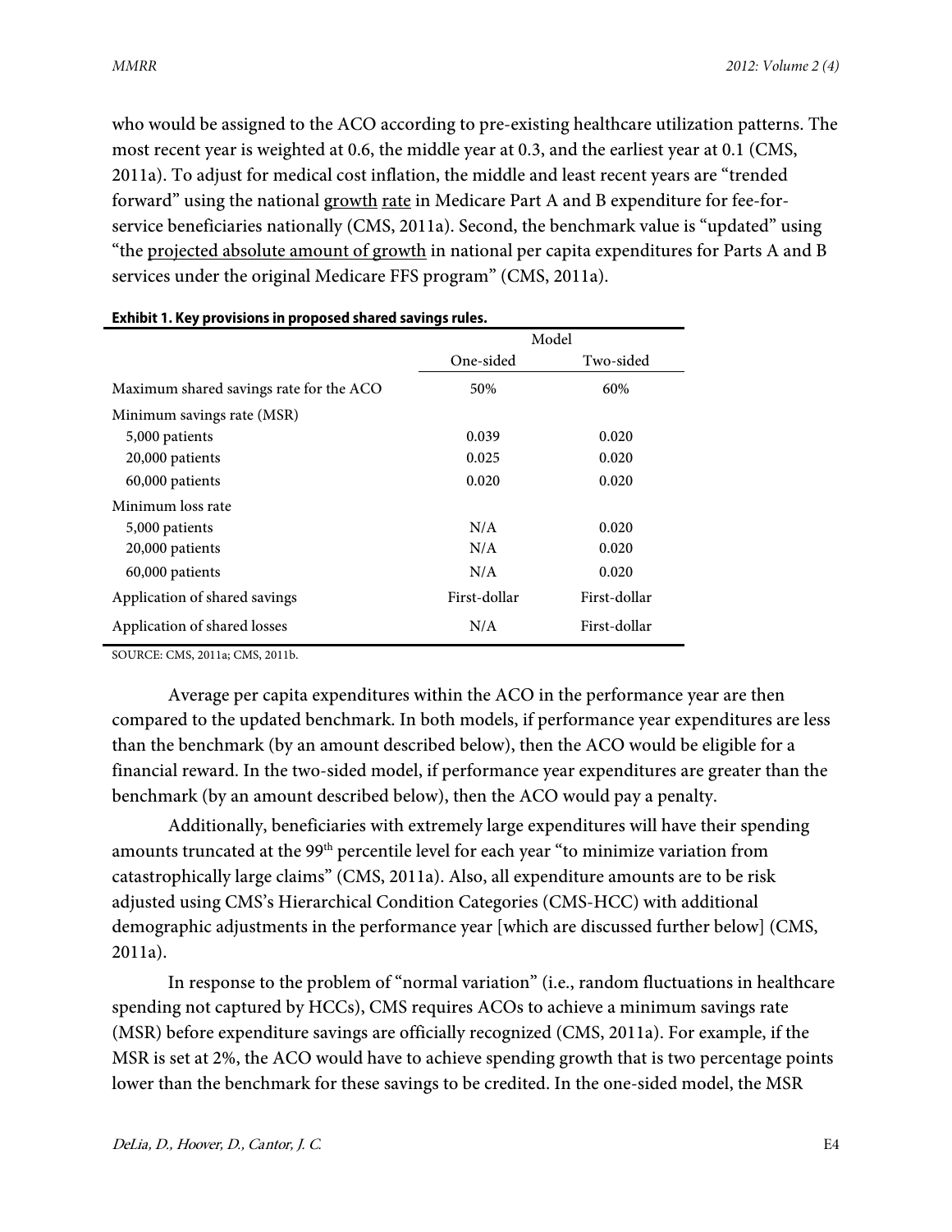who would be assigned to the ACO according to pre-existing healthcare utilization patterns. The most recent year is weighted at 0.6, the middle year at 0.3, and the earliest year at 0.1 (CMS, 2011a). To adjust for medical cost inflation, the middle and least recent years are "trended forward" using the national growth rate in Medicare Part A and B expenditure for fee-for-service beneficiaries nationally (CMS, 2011a). Second, the benchmark value is "updated" using "the projected absolute amount of growth in national per capita expenditures for Parts A and B services under the original Medicare FFS program" (CMS, 2011a).

**Exhibit 1. Key provisions in proposed shared savings rules.**

| | Model | |
|---|---|---|
| | One-sided | Two-sided |
| Maximum shared savings rate for the ACO | 50% | 60% |
| Minimum savings rate (MSR) | | |
| 5,000 patients | 0.039 | 0.020 |
| 20,000 patients | 0.025 | 0.020 |
| 60,000 patients | 0.020 | 0.020 |
| Minimum loss rate | | |
| 5,000 patients | N/A | 0.020 |
| 20,000 patients | N/A | 0.020 |
| 60,000 patients | N/A | 0.020 |
| Application of shared savings | First-dollar | First-dollar |
| Application of shared losses | N/A | First-dollar |

SOURCE: CMS, 2011a; CMS, 2011b.

Average per capita expenditures within the ACO in the performance year are then compared to the updated benchmark. In both models, if performance year expenditures are less than the benchmark (by an amount described below), then the ACO would be eligible for a financial reward. In the two-sided model, if performance year expenditures are greater than the benchmark (by an amount described below), then the ACO would pay a penalty.

Additionally, beneficiaries with extremely large expenditures will have their spending amounts truncated at the 99th percentile level for each year "to minimize variation from catastrophically large claims" (CMS, 2011a). Also, all expenditure amounts are to be risk adjusted using CMS's Hierarchical Condition Categories (CMS-HCC) with additional demographic adjustments in the performance year [which are discussed further below] (CMS, 2011a).

In response to the problem of "normal variation" (i.e., random fluctuations in healthcare spending not captured by HCCs), CMS requires ACOs to achieve a minimum savings rate (MSR) before expenditure savings are officially recognized (CMS, 2011a). For example, if the MSR is set at 2%, the ACO would have to achieve spending growth that is two percentage points lower than the benchmark for these savings to be credited. In the one-sided model, the MSR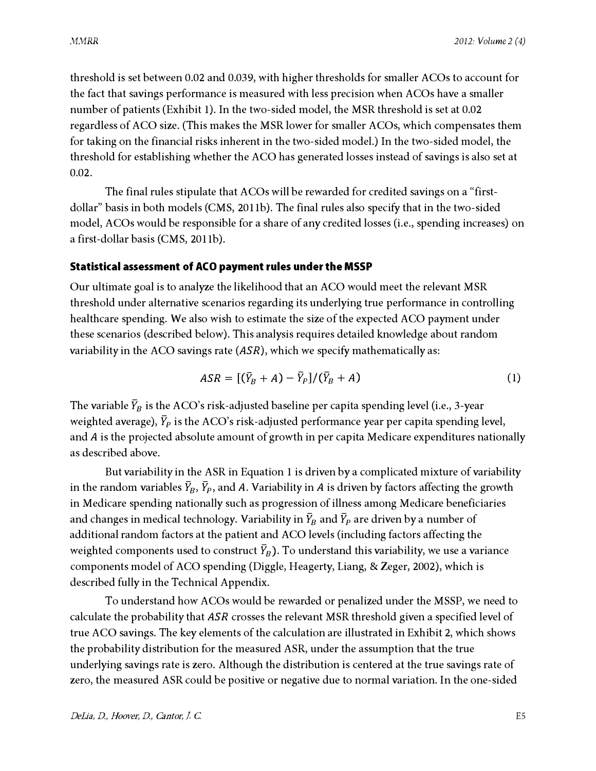threshold is set between 0.02 and 0.039, with higher thresholds for smaller ACOs to account for the fact that savings performance is measured with less precision when ACOs have a smaller number of patients (Exhibit 1). In the two-sided model, the MSR threshold is set at 0.02 regardless of ACO size. (This makes the MSR lower for smaller ACOs, which compensates them for taking on the financial risks inherent in the two-sided model.) In the two-sided model, the threshold for establishing whether the ACO has generated losses instead of savings is also set at 0.02.

The final rules stipulate that ACOs will be rewarded for credited savings on a "first-dollar" basis in both models (CMS, 2011b). The final rules also specify that in the two-sided model, ACOs would be responsible for a share of any credited losses (i.e., spending increases) on a first-dollar basis (CMS, 2011b).

### Statistical assessment of ACO payment rules under the MSSP

Our ultimate goal is to analyze the likelihood that an ACO would meet the relevant MSR threshold under alternative scenarios regarding its underlying true performance in controlling healthcare spending. We also wish to estimate the size of the expected ACO payment under these scenarios (described below). This analysis requires detailed knowledge about random variability in the ACO savings rate ($ASR$), which we specify mathematically as:

$$ASR = [(\bar{Y}_B + A) - \bar{Y}_P]/(\bar{Y}_B + A) \qquad (1)$$

The variable $\bar{Y}_B$ is the ACO's risk-adjusted baseline per capita spending level (i.e., 3-year weighted average), $\bar{Y}_P$ is the ACO's risk-adjusted performance year per capita spending level, and $A$ is the projected absolute amount of growth in per capita Medicare expenditures nationally as described above.

But variability in the ASR in Equation 1 is driven by a complicated mixture of variability in the random variables $\bar{Y}_B$, $\bar{Y}_P$, and $A$. Variability in $A$ is driven by factors affecting the growth in Medicare spending nationally such as progression of illness among Medicare beneficiaries and changes in medical technology. Variability in $\bar{Y}_B$ and $\bar{Y}_P$ are driven by a number of additional random factors at the patient and ACO levels (including factors affecting the weighted components used to construct $\bar{Y}_B$). To understand this variability, we use a variance components model of ACO spending (Diggle, Heagerty, Liang, & Zeger, 2002), which is described fully in the Technical Appendix.

To understand how ACOs would be rewarded or penalized under the MSSP, we need to calculate the probability that $ASR$ crosses the relevant MSR threshold given a specified level of true ACO savings. The key elements of the calculation are illustrated in Exhibit 2, which shows the probability distribution for the measured ASR, under the assumption that the true underlying savings rate is zero. Although the distribution is centered at the true savings rate of zero, the measured ASR could be positive or negative due to normal variation. In the one-sided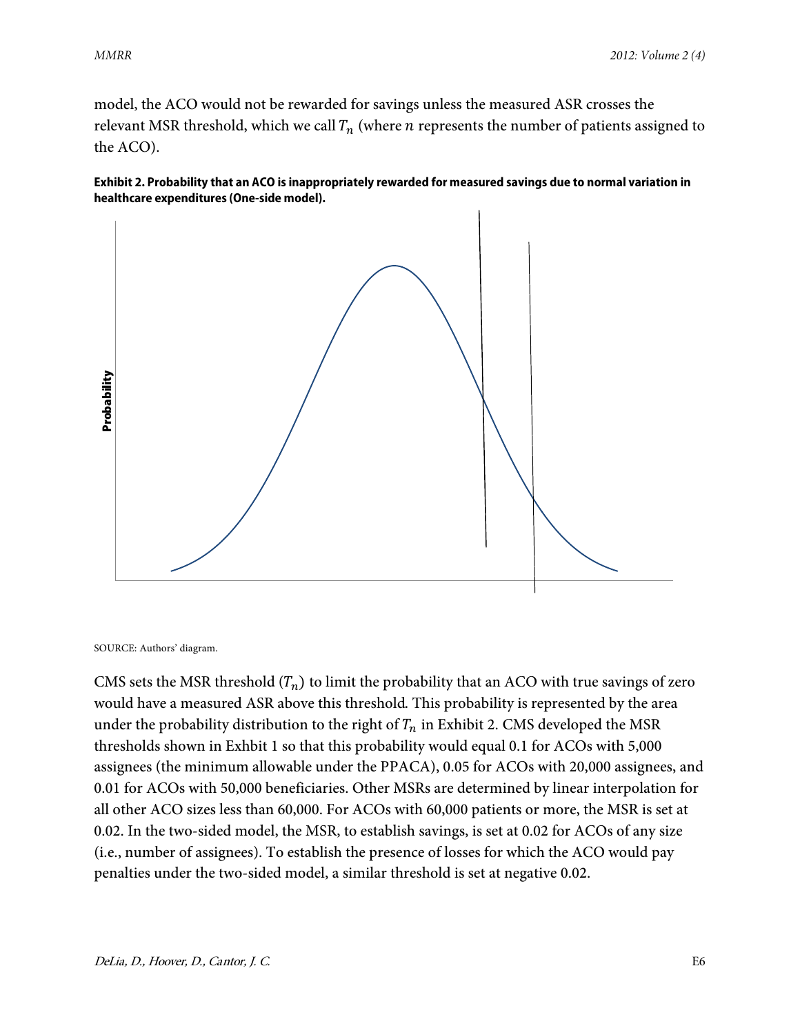model, the ACO would not be rewarded for savings unless the measured ASR crosses the relevant MSR threshold, which we call $T_n$ (where $n$ represents the number of patients assigned to the ACO).

**Exhibit 2. Probability that an ACO is inappropriately rewarded for measured savings due to normal variation in healthcare expenditures (One-side model).**

SOURCE: Authors' diagram.

CMS sets the MSR threshold ($T_n$) to limit the probability that an ACO with true savings of zero would have a measured ASR above this threshold. This probability is represented by the area under the probability distribution to the right of $T_n$ in Exhibit 2. CMS developed the MSR thresholds shown in Exhbit 1 so that this probability would equal 0.1 for ACOs with 5,000 assignees (the minimum allowable under the PPACA), 0.05 for ACOs with 20,000 assignees, and 0.01 for ACOs with 50,000 beneficiaries. Other MSRs are determined by linear interpolation for all other ACO sizes less than 60,000. For ACOs with 60,000 patients or more, the MSR is set at 0.02. In the two-sided model, the MSR, to establish savings, is set at 0.02 for ACOs of any size (i.e., number of assignees). To establish the presence of losses for which the ACO would pay penalties under the two-sided model, a similar threshold is set at negative 0.02.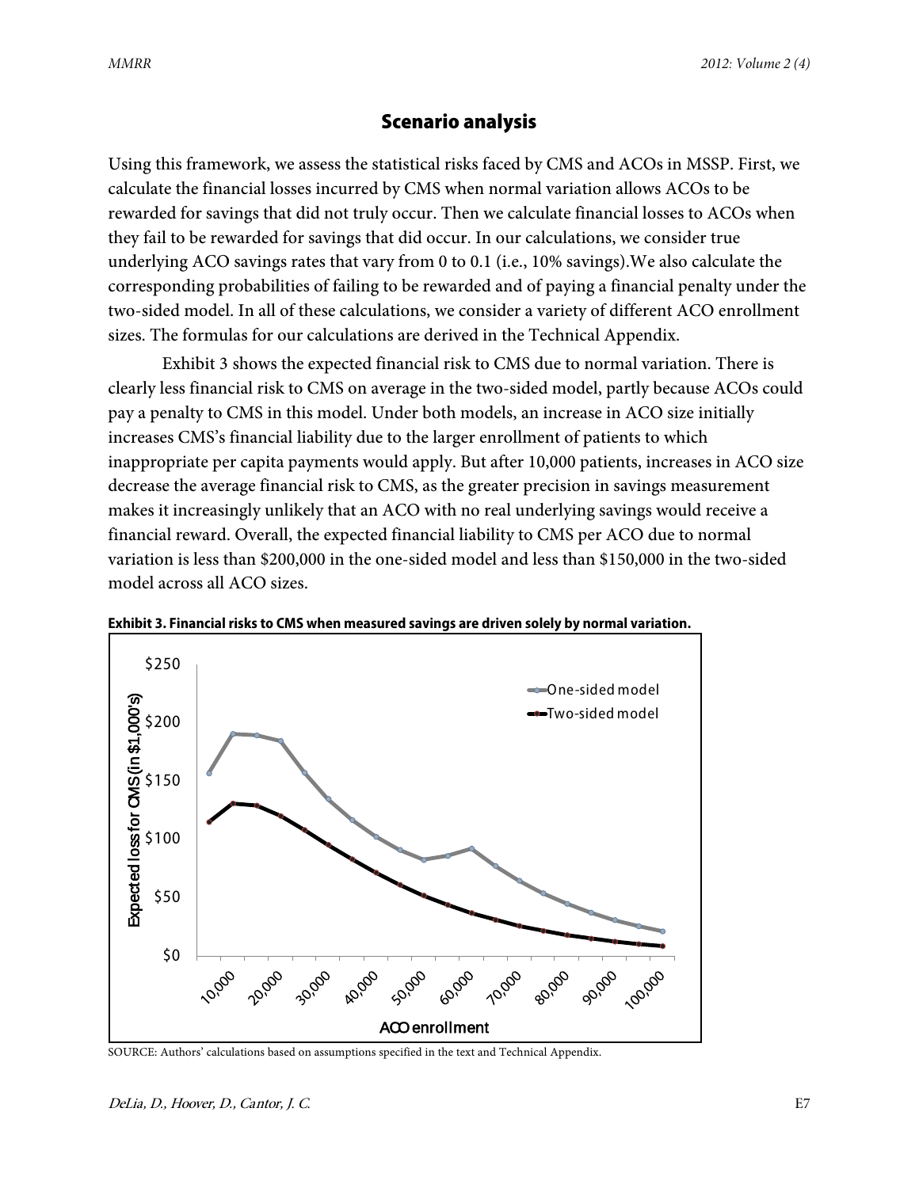## Scenario analysis

Using this framework, we assess the statistical risks faced by CMS and ACOs in MSSP. First, we calculate the financial losses incurred by CMS when normal variation allows ACOs to be rewarded for savings that did not truly occur. Then we calculate financial losses to ACOs when they fail to be rewarded for savings that did occur. In our calculations, we consider true underlying ACO savings rates that vary from 0 to 0.1 (i.e., 10% savings).We also calculate the corresponding probabilities of failing to be rewarded and of paying a financial penalty under the two-sided model. In all of these calculations, we consider a variety of different ACO enrollment sizes. The formulas for our calculations are derived in the Technical Appendix.

Exhibit 3 shows the expected financial risk to CMS due to normal variation. There is clearly less financial risk to CMS on average in the two-sided model, partly because ACOs could pay a penalty to CMS in this model. Under both models, an increase in ACO size initially increases CMS's financial liability due to the larger enrollment of patients to which inappropriate per capita payments would apply. But after 10,000 patients, increases in ACO size decrease the average financial risk to CMS, as the greater precision in savings measurement makes it increasingly unlikely that an ACO with no real underlying savings would receive a financial reward. Overall, the expected financial liability to CMS per ACO due to normal variation is less than \$200,000 in the one-sided model and less than \$150,000 in the two-sided model across all ACO sizes.

**Exhibit 3. Financial risks to CMS when measured savings are driven solely by normal variation.**

SOURCE: Authors' calculations based on assumptions specified in the text and Technical Appendix.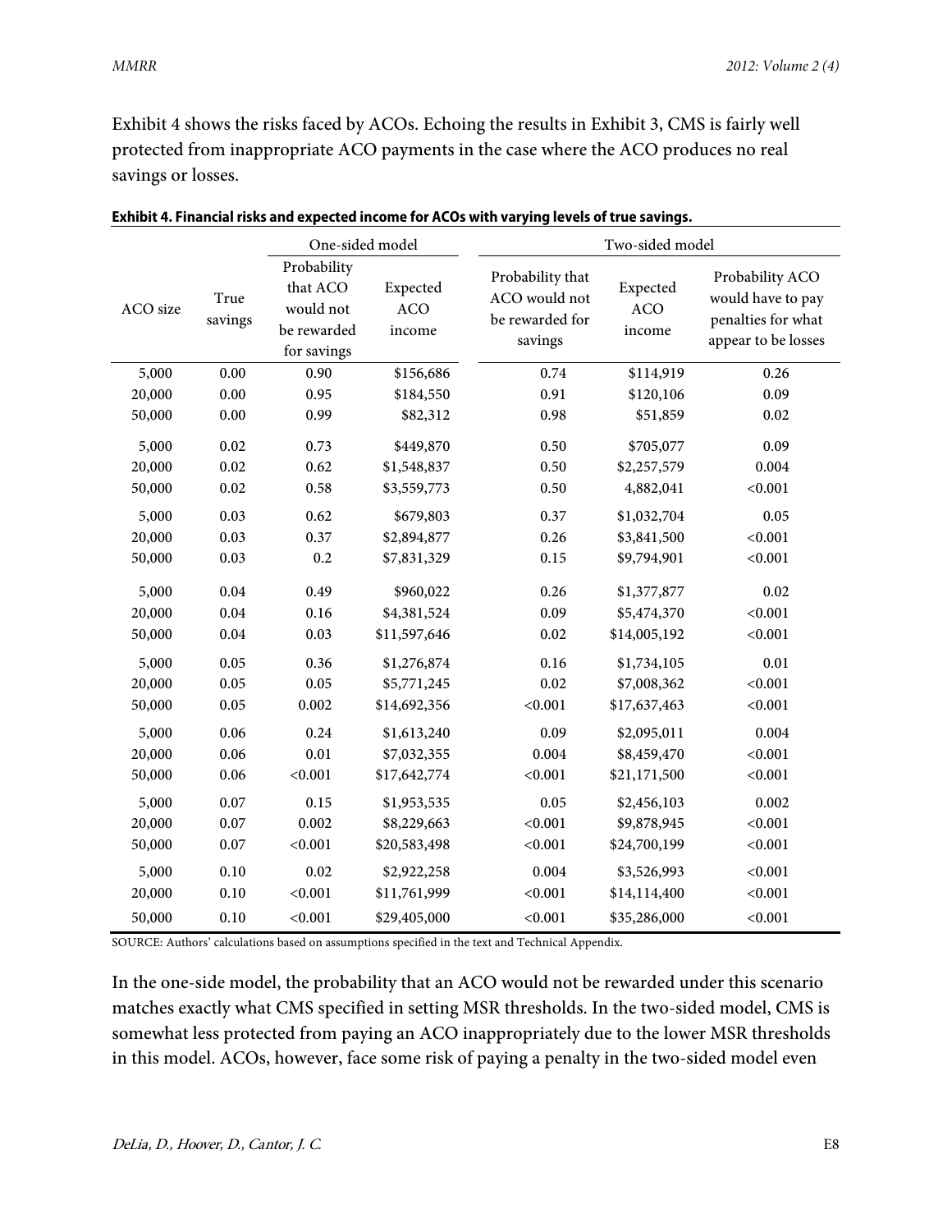Exhibit 4 shows the risks faced by ACOs. Echoing the results in Exhibit 3, CMS is fairly well protected from inappropriate ACO payments in the case where the ACO produces no real savings or losses.

**Exhibit 4. Financial risks and expected income for ACOs with varying levels of true savings.**

| | | One-sided model | | Two-sided model | | |
|---|---|---|---|---|---|---|
| ACO size | True savings | Probability that ACO would not be rewarded for savings | Expected ACO income | Probability that ACO would not be rewarded for savings | Expected ACO income | Probability ACO would have to pay penalties for what appear to be losses |
| 5,000 | 0.00 | 0.90 | $156,686 | 0.74 | $114,919 | 0.26 |
| 20,000 | 0.00 | 0.95 | $184,550 | 0.91 | $120,106 | 0.09 |
| 50,000 | 0.00 | 0.99 | $82,312 | 0.98 | $51,859 | 0.02 |
| 5,000 | 0.02 | 0.73 | $449,870 | 0.50 | $705,077 | 0.09 |
| 20,000 | 0.02 | 0.62 | $1,548,837 | 0.50 | $2,257,579 | 0.004 |
| 50,000 | 0.02 | 0.58 | $3,559,773 | 0.50 | 4,882,041 | <0.001 |
| 5,000 | 0.03 | 0.62 | $679,803 | 0.37 | $1,032,704 | 0.05 |
| 20,000 | 0.03 | 0.37 | $2,894,877 | 0.26 | $3,841,500 | <0.001 |
| 50,000 | 0.03 | 0.2 | $7,831,329 | 0.15 | $9,794,901 | <0.001 |
| 5,000 | 0.04 | 0.49 | $960,022 | 0.26 | $1,377,877 | 0.02 |
| 20,000 | 0.04 | 0.16 | $4,381,524 | 0.09 | $5,474,370 | <0.001 |
| 50,000 | 0.04 | 0.03 | $11,597,646 | 0.02 | $14,005,192 | <0.001 |
| 5,000 | 0.05 | 0.36 | $1,276,874 | 0.16 | $1,734,105 | 0.01 |
| 20,000 | 0.05 | 0.05 | $5,771,245 | 0.02 | $7,008,362 | <0.001 |
| 50,000 | 0.05 | 0.002 | $14,692,356 | <0.001 | $17,637,463 | <0.001 |
| 5,000 | 0.06 | 0.24 | $1,613,240 | 0.09 | $2,095,011 | 0.004 |
| 20,000 | 0.06 | 0.01 | $7,032,355 | 0.004 | $8,459,470 | <0.001 |
| 50,000 | 0.06 | <0.001 | $17,642,774 | <0.001 | $21,171,500 | <0.001 |
| 5,000 | 0.07 | 0.15 | $1,953,535 | 0.05 | $2,456,103 | 0.002 |
| 20,000 | 0.07 | 0.002 | $8,229,663 | <0.001 | $9,878,945 | <0.001 |
| 50,000 | 0.07 | <0.001 | $20,583,498 | <0.001 | $24,700,199 | <0.001 |
| 5,000 | 0.10 | 0.02 | $2,922,258 | 0.004 | $3,526,993 | <0.001 |
| 20,000 | 0.10 | <0.001 | $11,761,999 | <0.001 | $14,114,400 | <0.001 |
| 50,000 | 0.10 | <0.001 | $29,405,000 | <0.001 | $35,286,000 | <0.001 |

SOURCE: Authors' calculations based on assumptions specified in the text and Technical Appendix.

In the one-side model, the probability that an ACO would not be rewarded under this scenario matches exactly what CMS specified in setting MSR thresholds. In the two-sided model, CMS is somewhat less protected from paying an ACO inappropriately due to the lower MSR thresholds in this model. ACOs, however, face some risk of paying a penalty in the two-sided model even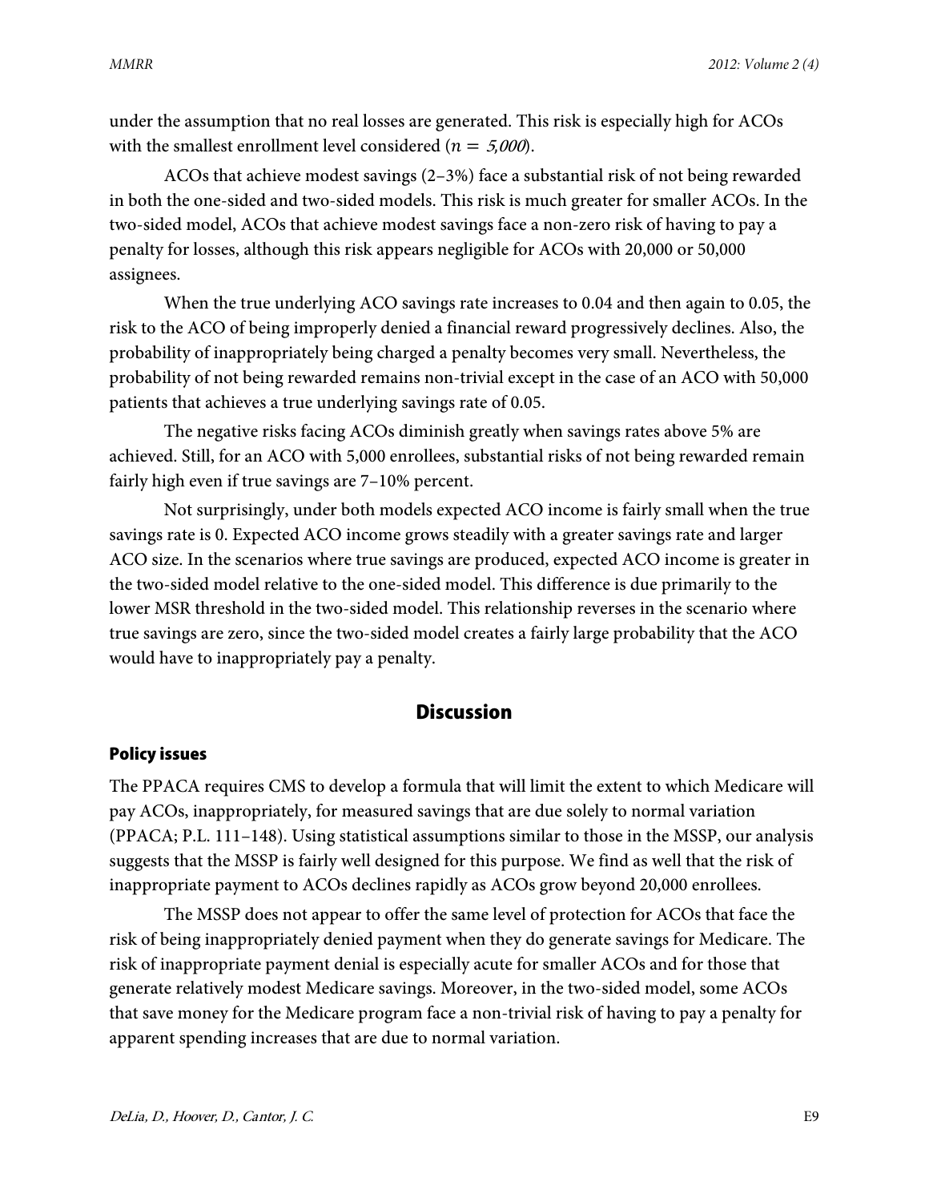under the assumption that no real losses are generated. This risk is especially high for ACOs with the smallest enrollment level considered ($n = 5{,}000$).

ACOs that achieve modest savings (2–3%) face a substantial risk of not being rewarded in both the one-sided and two-sided models. This risk is much greater for smaller ACOs. In the two-sided model, ACOs that achieve modest savings face a non-zero risk of having to pay a penalty for losses, although this risk appears negligible for ACOs with 20,000 or 50,000 assignees.

When the true underlying ACO savings rate increases to 0.04 and then again to 0.05, the risk to the ACO of being improperly denied a financial reward progressively declines. Also, the probability of inappropriately being charged a penalty becomes very small. Nevertheless, the probability of not being rewarded remains non-trivial except in the case of an ACO with 50,000 patients that achieves a true underlying savings rate of 0.05.

The negative risks facing ACOs diminish greatly when savings rates above 5% are achieved. Still, for an ACO with 5,000 enrollees, substantial risks of not being rewarded remain fairly high even if true savings are 7–10% percent.

Not surprisingly, under both models expected ACO income is fairly small when the true savings rate is 0. Expected ACO income grows steadily with a greater savings rate and larger ACO size. In the scenarios where true savings are produced, expected ACO income is greater in the two-sided model relative to the one-sided model. This difference is due primarily to the lower MSR threshold in the two-sided model. This relationship reverses in the scenario where true savings are zero, since the two-sided model creates a fairly large probability that the ACO would have to inappropriately pay a penalty.

## Discussion

### Policy issues

The PPACA requires CMS to develop a formula that will limit the extent to which Medicare will pay ACOs, inappropriately, for measured savings that are due solely to normal variation (PPACA; P.L. 111–148). Using statistical assumptions similar to those in the MSSP, our analysis suggests that the MSSP is fairly well designed for this purpose. We find as well that the risk of inappropriate payment to ACOs declines rapidly as ACOs grow beyond 20,000 enrollees.

The MSSP does not appear to offer the same level of protection for ACOs that face the risk of being inappropriately denied payment when they do generate savings for Medicare. The risk of inappropriate payment denial is especially acute for smaller ACOs and for those that generate relatively modest Medicare savings. Moreover, in the two-sided model, some ACOs that save money for the Medicare program face a non-trivial risk of having to pay a penalty for apparent spending increases that are due to normal variation.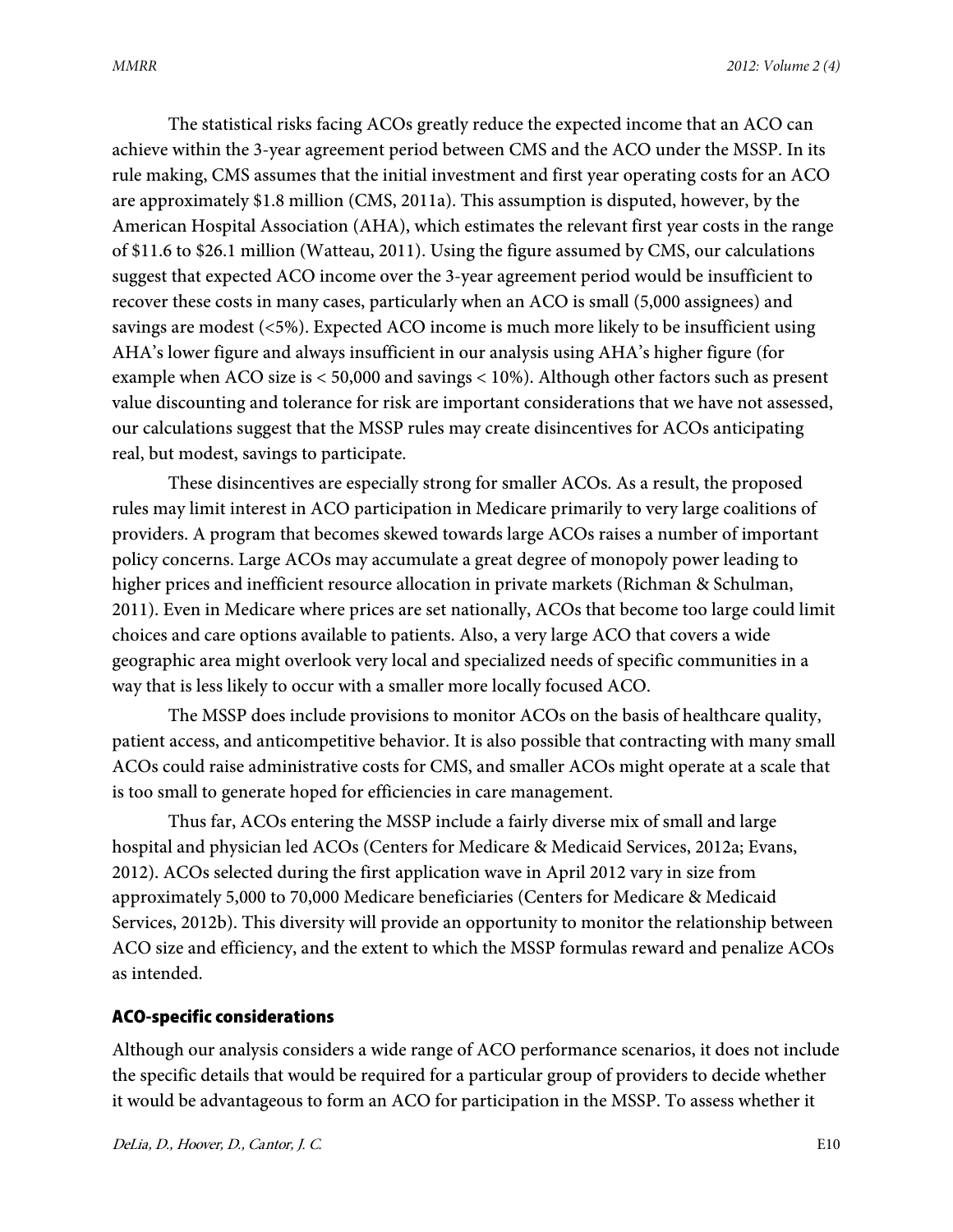The statistical risks facing ACOs greatly reduce the expected income that an ACO can achieve within the 3-year agreement period between CMS and the ACO under the MSSP. In its rule making, CMS assumes that the initial investment and first year operating costs for an ACO are approximately $1.8 million (CMS, 2011a). This assumption is disputed, however, by the American Hospital Association (AHA), which estimates the relevant first year costs in the range of $11.6 to $26.1 million (Watteau, 2011). Using the figure assumed by CMS, our calculations suggest that expected ACO income over the 3-year agreement period would be insufficient to recover these costs in many cases, particularly when an ACO is small (5,000 assignees) and savings are modest (<5%). Expected ACO income is much more likely to be insufficient using AHA's lower figure and always insufficient in our analysis using AHA's higher figure (for example when ACO size is < 50,000 and savings < 10%). Although other factors such as present value discounting and tolerance for risk are important considerations that we have not assessed, our calculations suggest that the MSSP rules may create disincentives for ACOs anticipating real, but modest, savings to participate.

These disincentives are especially strong for smaller ACOs. As a result, the proposed rules may limit interest in ACO participation in Medicare primarily to very large coalitions of providers. A program that becomes skewed towards large ACOs raises a number of important policy concerns. Large ACOs may accumulate a great degree of monopoly power leading to higher prices and inefficient resource allocation in private markets (Richman & Schulman, 2011). Even in Medicare where prices are set nationally, ACOs that become too large could limit choices and care options available to patients. Also, a very large ACO that covers a wide geographic area might overlook very local and specialized needs of specific communities in a way that is less likely to occur with a smaller more locally focused ACO.

The MSSP does include provisions to monitor ACOs on the basis of healthcare quality, patient access, and anticompetitive behavior. It is also possible that contracting with many small ACOs could raise administrative costs for CMS, and smaller ACOs might operate at a scale that is too small to generate hoped for efficiencies in care management.

Thus far, ACOs entering the MSSP include a fairly diverse mix of small and large hospital and physician led ACOs (Centers for Medicare & Medicaid Services, 2012a; Evans, 2012). ACOs selected during the first application wave in April 2012 vary in size from approximately 5,000 to 70,000 Medicare beneficiaries (Centers for Medicare & Medicaid Services, 2012b). This diversity will provide an opportunity to monitor the relationship between ACO size and efficiency, and the extent to which the MSSP formulas reward and penalize ACOs as intended.

### ACO-specific considerations

Although our analysis considers a wide range of ACO performance scenarios, it does not include the specific details that would be required for a particular group of providers to decide whether it would be advantageous to form an ACO for participation in the MSSP. To assess whether it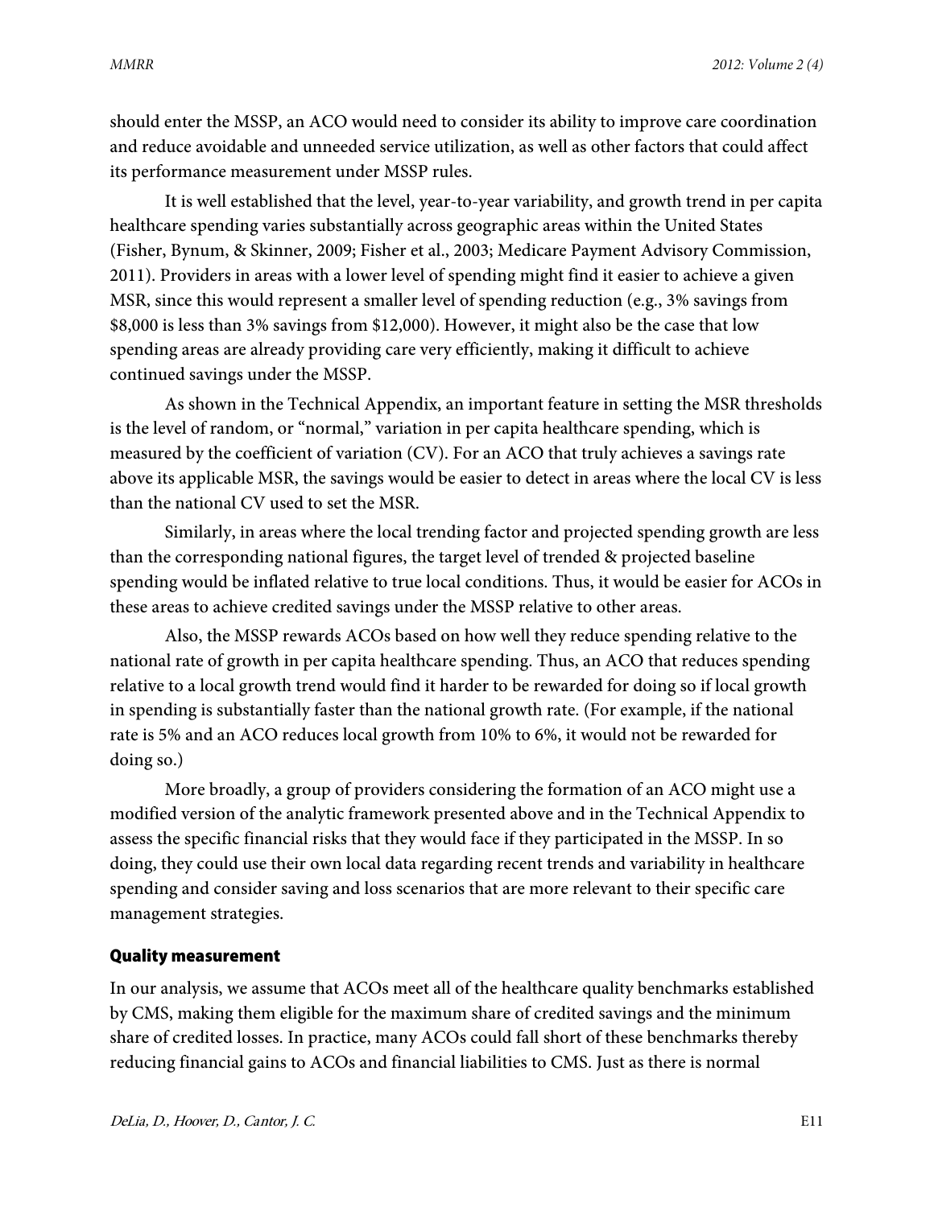should enter the MSSP, an ACO would need to consider its ability to improve care coordination and reduce avoidable and unneeded service utilization, as well as other factors that could affect its performance measurement under MSSP rules.

It is well established that the level, year-to-year variability, and growth trend in per capita healthcare spending varies substantially across geographic areas within the United States (Fisher, Bynum, & Skinner, 2009; Fisher et al., 2003; Medicare Payment Advisory Commission, 2011). Providers in areas with a lower level of spending might find it easier to achieve a given MSR, since this would represent a smaller level of spending reduction (e.g., 3% savings from $8,000 is less than 3% savings from $12,000). However, it might also be the case that low spending areas are already providing care very efficiently, making it difficult to achieve continued savings under the MSSP.

As shown in the Technical Appendix, an important feature in setting the MSR thresholds is the level of random, or "normal," variation in per capita healthcare spending, which is measured by the coefficient of variation (CV). For an ACO that truly achieves a savings rate above its applicable MSR, the savings would be easier to detect in areas where the local CV is less than the national CV used to set the MSR.

Similarly, in areas where the local trending factor and projected spending growth are less than the corresponding national figures, the target level of trended & projected baseline spending would be inflated relative to true local conditions. Thus, it would be easier for ACOs in these areas to achieve credited savings under the MSSP relative to other areas.

Also, the MSSP rewards ACOs based on how well they reduce spending relative to the national rate of growth in per capita healthcare spending. Thus, an ACO that reduces spending relative to a local growth trend would find it harder to be rewarded for doing so if local growth in spending is substantially faster than the national growth rate. (For example, if the national rate is 5% and an ACO reduces local growth from 10% to 6%, it would not be rewarded for doing so.)

More broadly, a group of providers considering the formation of an ACO might use a modified version of the analytic framework presented above and in the Technical Appendix to assess the specific financial risks that they would face if they participated in the MSSP. In so doing, they could use their own local data regarding recent trends and variability in healthcare spending and consider saving and loss scenarios that are more relevant to their specific care management strategies.

### Quality measurement

In our analysis, we assume that ACOs meet all of the healthcare quality benchmarks established by CMS, making them eligible for the maximum share of credited savings and the minimum share of credited losses. In practice, many ACOs could fall short of these benchmarks thereby reducing financial gains to ACOs and financial liabilities to CMS. Just as there is normal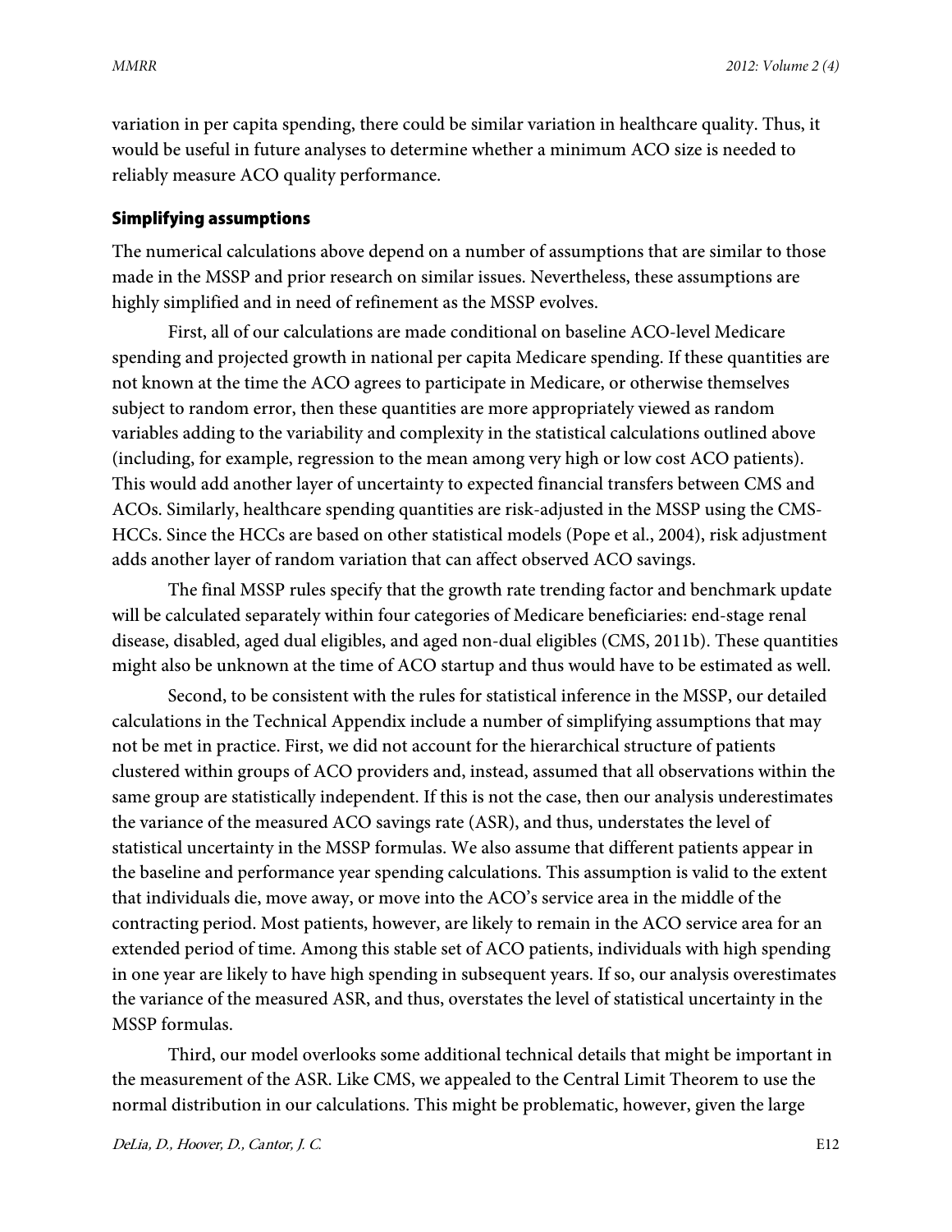variation in per capita spending, there could be similar variation in healthcare quality. Thus, it would be useful in future analyses to determine whether a minimum ACO size is needed to reliably measure ACO quality performance.

### Simplifying assumptions

The numerical calculations above depend on a number of assumptions that are similar to those made in the MSSP and prior research on similar issues. Nevertheless, these assumptions are highly simplified and in need of refinement as the MSSP evolves.

First, all of our calculations are made conditional on baseline ACO-level Medicare spending and projected growth in national per capita Medicare spending. If these quantities are not known at the time the ACO agrees to participate in Medicare, or otherwise themselves subject to random error, then these quantities are more appropriately viewed as random variables adding to the variability and complexity in the statistical calculations outlined above (including, for example, regression to the mean among very high or low cost ACO patients). This would add another layer of uncertainty to expected financial transfers between CMS and ACOs. Similarly, healthcare spending quantities are risk-adjusted in the MSSP using the CMS-HCCs. Since the HCCs are based on other statistical models (Pope et al., 2004), risk adjustment adds another layer of random variation that can affect observed ACO savings.

The final MSSP rules specify that the growth rate trending factor and benchmark update will be calculated separately within four categories of Medicare beneficiaries: end-stage renal disease, disabled, aged dual eligibles, and aged non-dual eligibles (CMS, 2011b). These quantities might also be unknown at the time of ACO startup and thus would have to be estimated as well.

Second, to be consistent with the rules for statistical inference in the MSSP, our detailed calculations in the Technical Appendix include a number of simplifying assumptions that may not be met in practice. First, we did not account for the hierarchical structure of patients clustered within groups of ACO providers and, instead, assumed that all observations within the same group are statistically independent. If this is not the case, then our analysis underestimates the variance of the measured ACO savings rate (ASR), and thus, understates the level of statistical uncertainty in the MSSP formulas. We also assume that different patients appear in the baseline and performance year spending calculations. This assumption is valid to the extent that individuals die, move away, or move into the ACO's service area in the middle of the contracting period. Most patients, however, are likely to remain in the ACO service area for an extended period of time. Among this stable set of ACO patients, individuals with high spending in one year are likely to have high spending in subsequent years. If so, our analysis overestimates the variance of the measured ASR, and thus, overstates the level of statistical uncertainty in the MSSP formulas.

Third, our model overlooks some additional technical details that might be important in the measurement of the ASR. Like CMS, we appealed to the Central Limit Theorem to use the normal distribution in our calculations. This might be problematic, however, given the large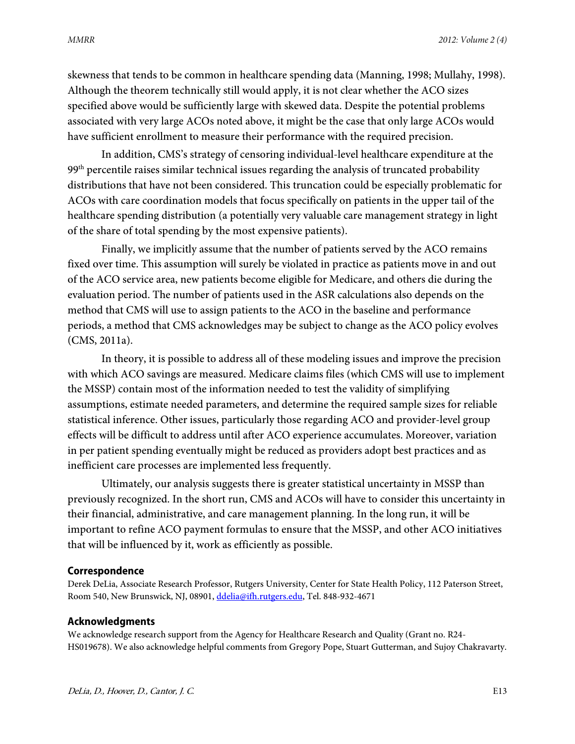skewness that tends to be common in healthcare spending data (Manning, 1998; Mullahy, 1998). Although the theorem technically still would apply, it is not clear whether the ACO sizes specified above would be sufficiently large with skewed data. Despite the potential problems associated with very large ACOs noted above, it might be the case that only large ACOs would have sufficient enrollment to measure their performance with the required precision.

In addition, CMS's strategy of censoring individual-level healthcare expenditure at the 99th percentile raises similar technical issues regarding the analysis of truncated probability distributions that have not been considered. This truncation could be especially problematic for ACOs with care coordination models that focus specifically on patients in the upper tail of the healthcare spending distribution (a potentially very valuable care management strategy in light of the share of total spending by the most expensive patients).

Finally, we implicitly assume that the number of patients served by the ACO remains fixed over time. This assumption will surely be violated in practice as patients move in and out of the ACO service area, new patients become eligible for Medicare, and others die during the evaluation period. The number of patients used in the ASR calculations also depends on the method that CMS will use to assign patients to the ACO in the baseline and performance periods, a method that CMS acknowledges may be subject to change as the ACO policy evolves (CMS, 2011a).

In theory, it is possible to address all of these modeling issues and improve the precision with which ACO savings are measured. Medicare claims files (which CMS will use to implement the MSSP) contain most of the information needed to test the validity of simplifying assumptions, estimate needed parameters, and determine the required sample sizes for reliable statistical inference. Other issues, particularly those regarding ACO and provider-level group effects will be difficult to address until after ACO experience accumulates. Moreover, variation in per patient spending eventually might be reduced as providers adopt best practices and as inefficient care processes are implemented less frequently.

Ultimately, our analysis suggests there is greater statistical uncertainty in MSSP than previously recognized. In the short run, CMS and ACOs will have to consider this uncertainty in their financial, administrative, and care management planning. In the long run, it will be important to refine ACO payment formulas to ensure that the MSSP, and other ACO initiatives that will be influenced by it, work as efficiently as possible.

## Correspondence

Derek DeLia, Associate Research Professor, Rutgers University, Center for State Health Policy, 112 Paterson Street, Room 540, New Brunswick, NJ, 08901, ddelia@ifh.rutgers.edu, Tel. 848-932-4671

## Acknowledgments

We acknowledge research support from the Agency for Healthcare Research and Quality (Grant no. R24-HS019678). We also acknowledge helpful comments from Gregory Pope, Stuart Gutterman, and Sujoy Chakravarty.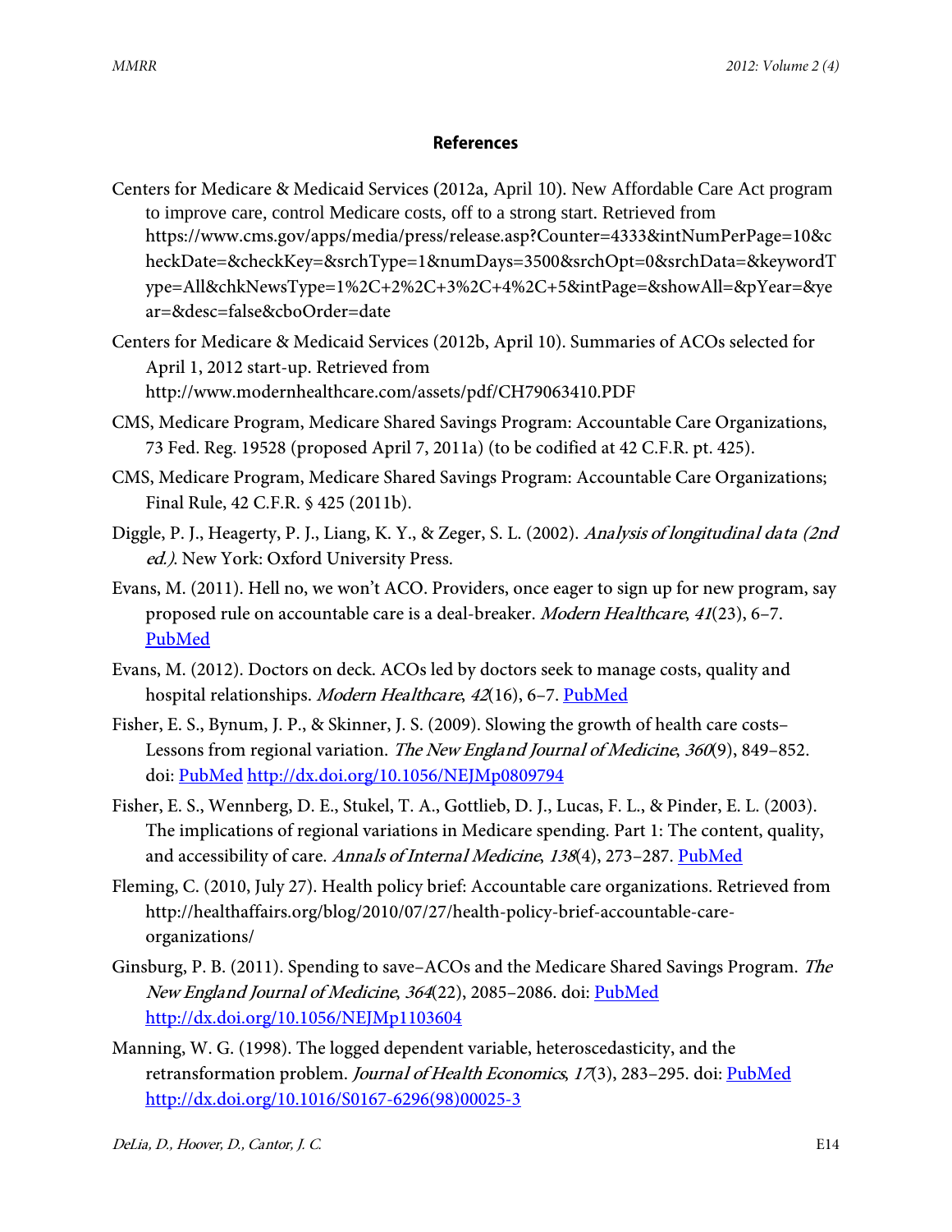## References

Centers for Medicare & Medicaid Services (2012a, April 10). New Affordable Care Act program to improve care, control Medicare costs, off to a strong start. Retrieved from https://www.cms.gov/apps/media/press/release.asp?Counter=4333&intNumPerPage=10&checkDate=&checkKey=&srchType=1&numDays=3500&srchOpt=0&srchData=&keywordType=All&chkNewsType=1%2C+2%2C+3%2C+4%2C+5&intPage=&showAll=&pYear=&year=&desc=false&cboOrder=date

Centers for Medicare & Medicaid Services (2012b, April 10). Summaries of ACOs selected for April 1, 2012 start-up. Retrieved from http://www.modernhealthcare.com/assets/pdf/CH79063410.PDF

CMS, Medicare Program, Medicare Shared Savings Program: Accountable Care Organizations, 73 Fed. Reg. 19528 (proposed April 7, 2011a) (to be codified at 42 C.F.R. pt. 425).

CMS, Medicare Program, Medicare Shared Savings Program: Accountable Care Organizations; Final Rule, 42 C.F.R. § 425 (2011b).

Diggle, P. J., Heagerty, P. J., Liang, K. Y., & Zeger, S. L. (2002). *Analysis of longitudinal data (2nd ed.)*. New York: Oxford University Press.

Evans, M. (2011). Hell no, we won't ACO. Providers, once eager to sign up for new program, say proposed rule on accountable care is a deal-breaker. *Modern Healthcare*, *41*(23), 6–7. PubMed

Evans, M. (2012). Doctors on deck. ACOs led by doctors seek to manage costs, quality and hospital relationships. *Modern Healthcare*, *42*(16), 6–7. PubMed

Fisher, E. S., Bynum, J. P., & Skinner, J. S. (2009). Slowing the growth of health care costs–Lessons from regional variation. *The New England Journal of Medicine*, *360*(9), 849–852. doi: PubMed http://dx.doi.org/10.1056/NEJMp0809794

Fisher, E. S., Wennberg, D. E., Stukel, T. A., Gottlieb, D. J., Lucas, F. L., & Pinder, E. L. (2003). The implications of regional variations in Medicare spending. Part 1: The content, quality, and accessibility of care. *Annals of Internal Medicine*, *138*(4), 273–287. PubMed

Fleming, C. (2010, July 27). Health policy brief: Accountable care organizations. Retrieved from http://healthaffairs.org/blog/2010/07/27/health-policy-brief-accountable-care-organizations/

Ginsburg, P. B. (2011). Spending to save–ACOs and the Medicare Shared Savings Program. *The New England Journal of Medicine*, *364*(22), 2085–2086. doi: PubMed http://dx.doi.org/10.1056/NEJMp1103604

Manning, W. G. (1998). The logged dependent variable, heteroscedasticity, and the retransformation problem. *Journal of Health Economics*, *17*(3), 283–295. doi: PubMed http://dx.doi.org/10.1016/S0167-6296(98)00025-3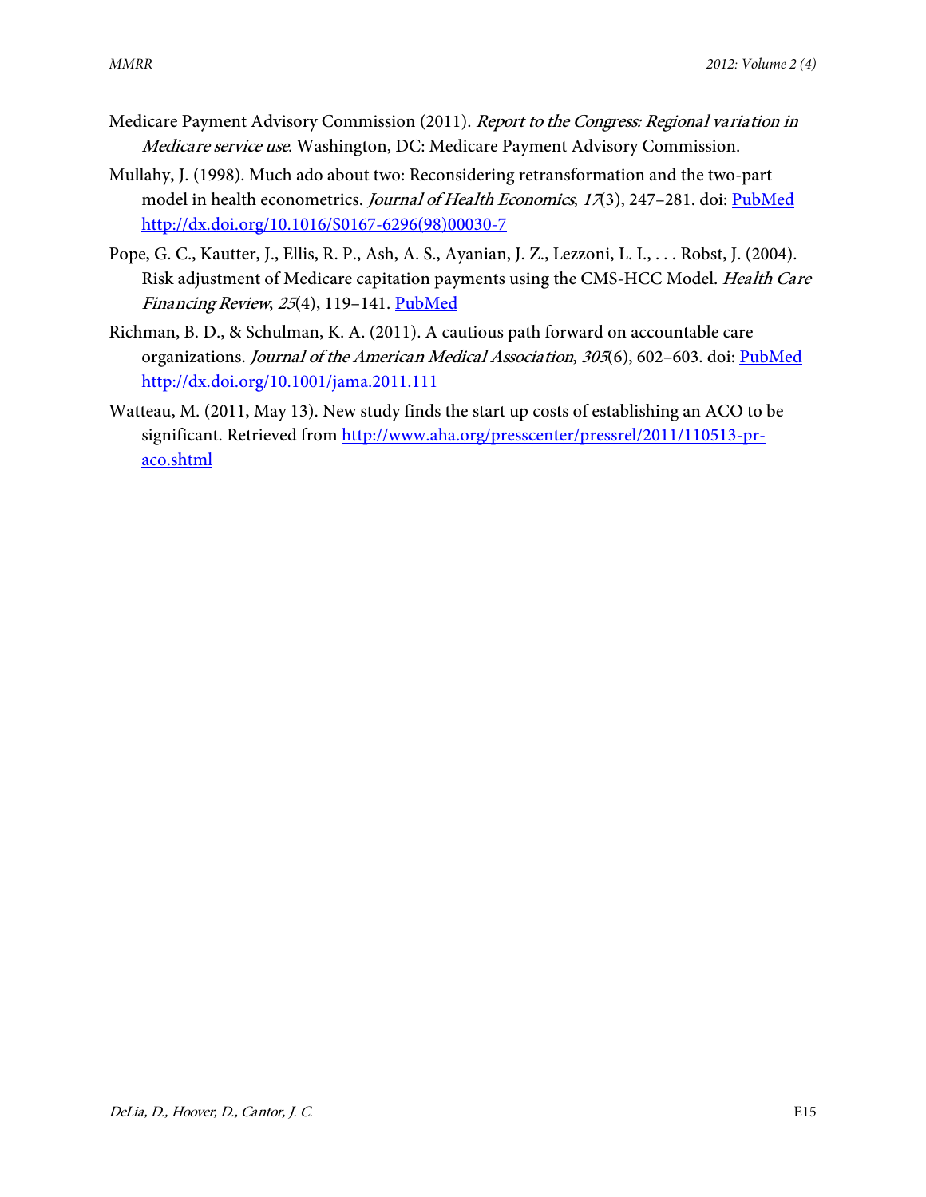Medicare Payment Advisory Commission (2011). *Report to the Congress: Regional variation in Medicare service use*. Washington, DC: Medicare Payment Advisory Commission.

Mullahy, J. (1998). Much ado about two: Reconsidering retransformation and the two-part model in health econometrics. *Journal of Health Economics*, *17*(3), 247–281. doi: [PubMed](http://dx.doi.org/10.1016/S0167-6296(98)00030-7) http://dx.doi.org/10.1016/S0167-6296(98)00030-7

Pope, G. C., Kautter, J., Ellis, R. P., Ash, A. S., Ayanian, J. Z., Lezzoni, L. I., . . . Robst, J. (2004). Risk adjustment of Medicare capitation payments using the CMS-HCC Model. *Health Care Financing Review*, *25*(4), 119–141. PubMed

Richman, B. D., & Schulman, K. A. (2011). A cautious path forward on accountable care organizations. *Journal of the American Medical Association*, *305*(6), 602–603. doi: PubMed http://dx.doi.org/10.1001/jama.2011.111

Watteau, M. (2011, May 13). New study finds the start up costs of establishing an ACO to be significant. Retrieved from http://www.aha.org/presscenter/pressrel/2011/110513-pr-aco.shtml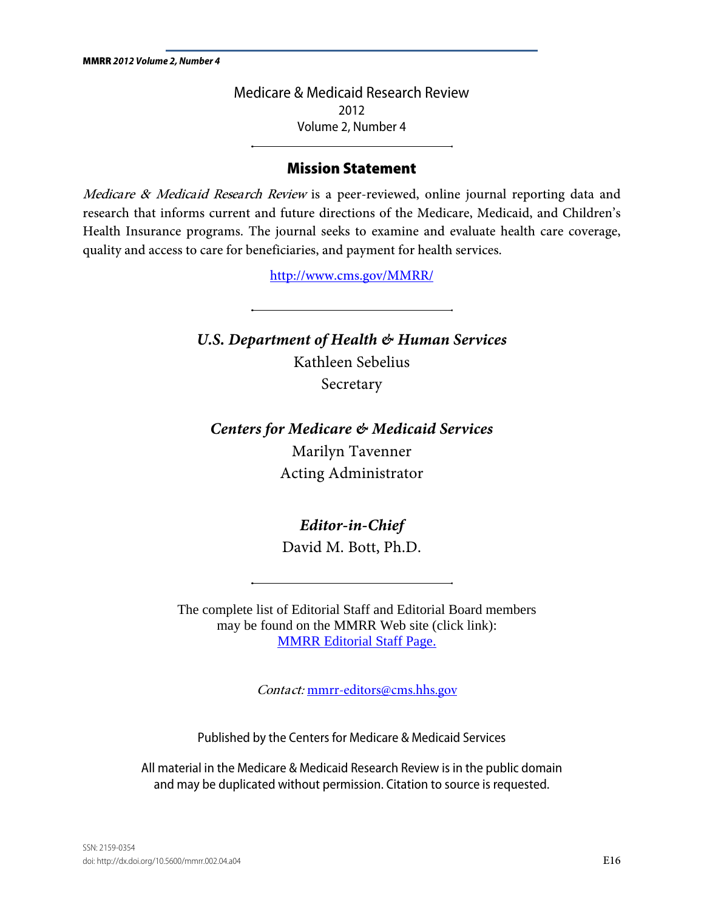Medicare & Medicaid Research Review
2012
Volume 2, Number 4

## Mission Statement

*Medicare & Medicaid Research Review* is a peer-reviewed, online journal reporting data and research that informs current and future directions of the Medicare, Medicaid, and Children's Health Insurance programs. The journal seeks to examine and evaluate health care coverage, quality and access to care for beneficiaries, and payment for health services.

http://www.cms.gov/MMRR/

***U.S. Department of Health & Human Services***
Kathleen Sebelius
Secretary

***Centers for Medicare & Medicaid Services***
Marilyn Tavenner
Acting Administrator

***Editor-in-Chief***
David M. Bott, Ph.D.

The complete list of Editorial Staff and Editorial Board members may be found on the MMRR Web site (click link):
MMRR Editorial Staff Page.

*Contact:* mmrr-editors@cms.hhs.gov

Published by the Centers for Medicare & Medicaid Services

All material in the Medicare & Medicaid Research Review is in the public domain and may be duplicated without permission. Citation to source is requested.

SSN: 2159-0354
doi: http://dx.doi.org/10.5600/mmrr.002.04.a04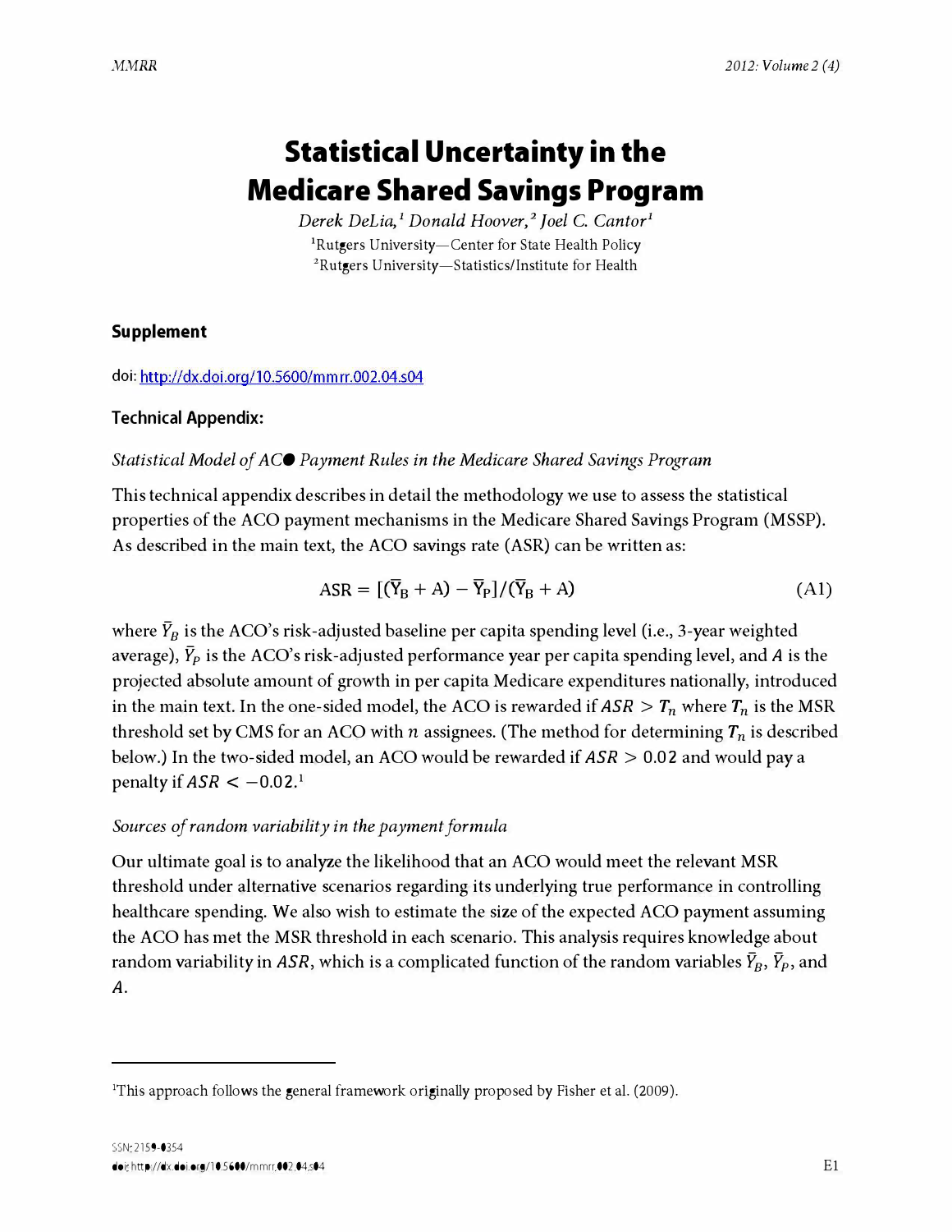# Statistical Uncertainty in the Medicare Shared Savings Program

*Derek DeLia,[1] Donald Hoover,[2] Joel C. Cantor[1]*

[1]Rutgers University—Center for State Health Policy
[2]Rutgers University—Statistics/Institute for Health

## Supplement

doi: http://dx.doi.org/10.5600/mmrr.002.04.s04

### Technical Appendix:

*Statistical Model of ACO Payment Rules in the Medicare Shared Savings Program*

This technical appendix describes in detail the methodology we use to assess the statistical properties of the ACO payment mechanisms in the Medicare Shared Savings Program (MSSP). As described in the main text, the ACO savings rate (ASR) can be written as:

$$\text{ASR} = [(\bar{Y}_B + A) - \bar{Y}_P]/(\bar{Y}_B + A) \tag{A1}$$

where $\bar{Y}_B$ is the ACO's risk-adjusted baseline per capita spending level (i.e., 3-year weighted average), $\bar{Y}_P$ is the ACO's risk-adjusted performance year per capita spending level, and $A$ is the projected absolute amount of growth in per capita Medicare expenditures nationally, introduced in the main text. In the one-sided model, the ACO is rewarded if $ASR > T_n$ where $T_n$ is the MSR threshold set by CMS for an ACO with $n$ assignees. (The method for determining $T_n$ is described below.) In the two-sided model, an ACO would be rewarded if $ASR > 0.02$ and would pay a penalty if $ASR < -0.02$.[1]

*Sources of random variability in the payment formula*

Our ultimate goal is to analyze the likelihood that an ACO would meet the relevant MSR threshold under alternative scenarios regarding its underlying true performance in controlling healthcare spending. We also wish to estimate the size of the expected ACO payment assuming the ACO has met the MSR threshold in each scenario. This analysis requires knowledge about random variability in $ASR$, which is a complicated function of the random variables $\bar{Y}_B$, $\bar{Y}_P$, and $A$.

---

[1]This approach follows the general framework originally proposed by Fisher et al. (2009).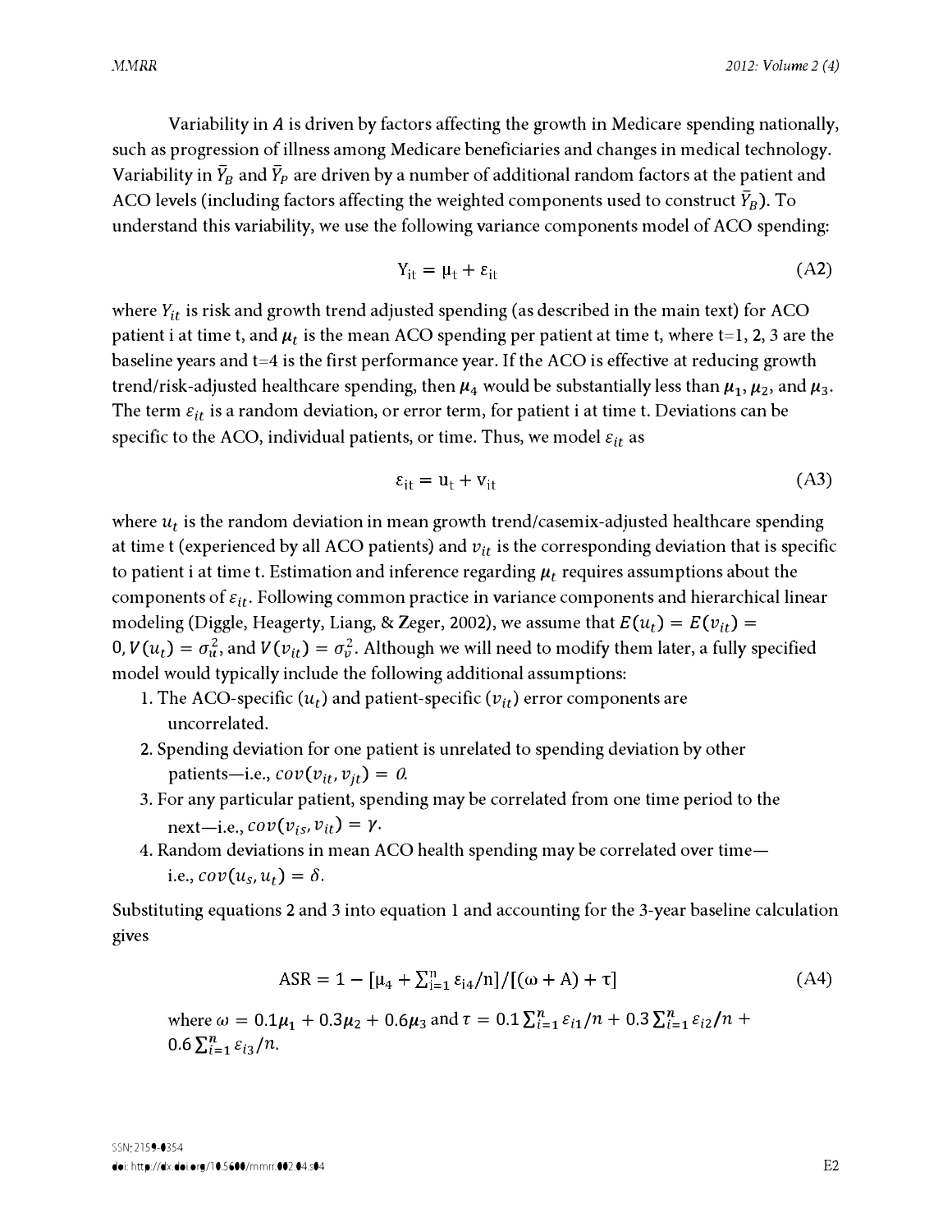Variability in $A$ is driven by factors affecting the growth in Medicare spending nationally, such as progression of illness among Medicare beneficiaries and changes in medical technology. Variability in $\bar{Y}_B$ and $\bar{Y}_P$ are driven by a number of additional random factors at the patient and ACO levels (including factors affecting the weighted components used to construct $\bar{Y}_B$). To understand this variability, we use the following variance components model of ACO spending:

$$Y_{it} = \mu_t + \varepsilon_{it} \tag{A2}$$

where $Y_{it}$ is risk and growth trend adjusted spending (as described in the main text) for ACO patient i at time t, and $\mu_t$ is the mean ACO spending per patient at time t, where t=1, 2, 3 are the baseline years and t=4 is the first performance year. If the ACO is effective at reducing growth trend/risk-adjusted healthcare spending, then $\mu_4$ would be substantially less than $\mu_1$, $\mu_2$, and $\mu_3$. The term $\varepsilon_{it}$ is a random deviation, or error term, for patient i at time t. Deviations can be specific to the ACO, individual patients, or time. Thus, we model $\varepsilon_{it}$ as

$$\varepsilon_{it} = u_t + v_{it} \tag{A3}$$

where $u_t$ is the random deviation in mean growth trend/casemix-adjusted healthcare spending at time t (experienced by all ACO patients) and $v_{it}$ is the corresponding deviation that is specific to patient i at time t. Estimation and inference regarding $\mu_t$ requires assumptions about the components of $\varepsilon_{it}$. Following common practice in variance components and hierarchical linear modeling (Diggle, Heagerty, Liang, & Zeger, 2002), we assume that $E(u_t) = E(v_{it}) = 0, V(u_t) = \sigma_u^2$, and $V(v_{it}) = \sigma_v^2$. Although we will need to modify them later, a fully specified model would typically include the following additional assumptions:

1. The ACO-specific ($u_t$) and patient-specific ($v_{it}$) error components are uncorrelated.
2. Spending deviation for one patient is unrelated to spending deviation by other patients—i.e., $cov(v_{it}, v_{jt}) = 0$.
3. For any particular patient, spending may be correlated from one time period to the next—i.e., $cov(v_{is}, v_{it}) = \gamma$.
4. Random deviations in mean ACO health spending may be correlated over time—i.e., $cov(u_s, u_t) = \delta$.

Substituting equations 2 and 3 into equation 1 and accounting for the 3-year baseline calculation gives

$$\text{ASR} = 1 - [\mu_4 + \textstyle\sum_{i=1}^{n} \varepsilon_{i4}/n]/[(\omega + A) + \tau] \tag{A4}$$

where $\omega = 0.1\mu_1 + 0.3\mu_2 + 0.6\mu_3$ and $\tau = 0.1\sum_{i=1}^{n}\varepsilon_{i1}/n + 0.3\sum_{i=1}^{n}\varepsilon_{i2}/n + 0.6\sum_{i=1}^{n}\varepsilon_{i3}/n$.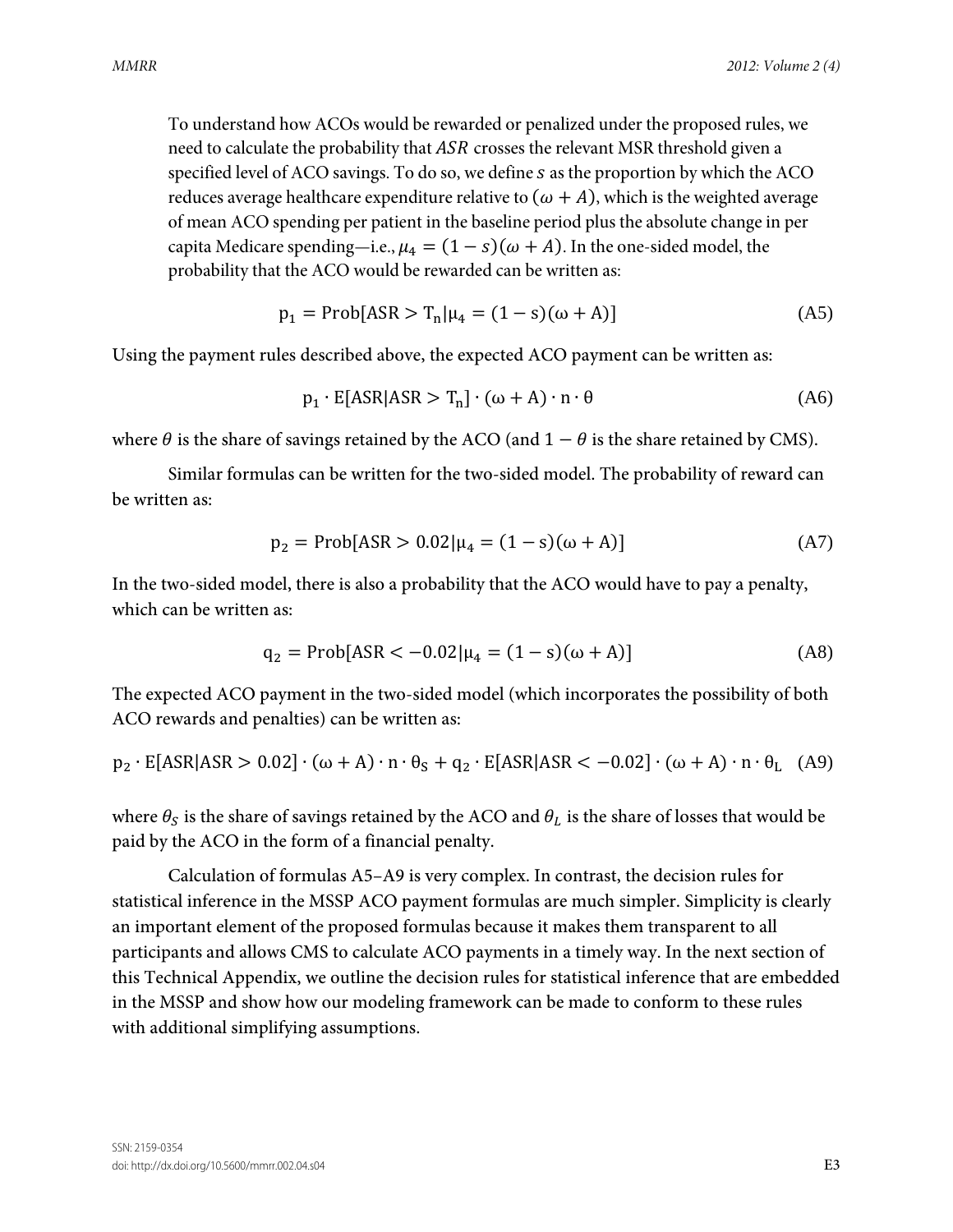To understand how ACOs would be rewarded or penalized under the proposed rules, we need to calculate the probability that $ASR$ crosses the relevant MSR threshold given a specified level of ACO savings. To do so, we define $s$ as the proportion by which the ACO reduces average healthcare expenditure relative to $(\omega + A)$, which is the weighted average of mean ACO spending per patient in the baseline period plus the absolute change in per capita Medicare spending—i.e., $\mu_4 = (1 - s)(\omega + A)$. In the one-sided model, the probability that the ACO would be rewarded can be written as:

$$p_1 = \text{Prob}[\text{ASR} > T_n | \mu_4 = (1 - s)(\omega + A)] \tag{A5}$$

Using the payment rules described above, the expected ACO payment can be written as:

$$p_1 \cdot E[\text{ASR}|\text{ASR} > T_n] \cdot (\omega + A) \cdot n \cdot \theta \tag{A6}$$

where $\theta$ is the share of savings retained by the ACO (and $1 - \theta$ is the share retained by CMS).

Similar formulas can be written for the two-sided model. The probability of reward can be written as:

$$p_2 = \text{Prob}[\text{ASR} > 0.02 | \mu_4 = (1 - s)(\omega + A)] \tag{A7}$$

In the two-sided model, there is also a probability that the ACO would have to pay a penalty, which can be written as:

$$q_2 = \text{Prob}[\text{ASR} < -0.02 | \mu_4 = (1 - s)(\omega + A)] \tag{A8}$$

The expected ACO payment in the two-sided model (which incorporates the possibility of both ACO rewards and penalties) can be written as:

$$p_2 \cdot E[\text{ASR}|\text{ASR} > 0.02] \cdot (\omega + A) \cdot n \cdot \theta_S + q_2 \cdot E[\text{ASR}|\text{ASR} < -0.02] \cdot (\omega + A) \cdot n \cdot \theta_L \tag{A9}$$

where $\theta_S$ is the share of savings retained by the ACO and $\theta_L$ is the share of losses that would be paid by the ACO in the form of a financial penalty.

Calculation of formulas A5–A9 is very complex. In contrast, the decision rules for statistical inference in the MSSP ACO payment formulas are much simpler. Simplicity is clearly an important element of the proposed formulas because it makes them transparent to all participants and allows CMS to calculate ACO payments in a timely way. In the next section of this Technical Appendix, we outline the decision rules for statistical inference that are embedded in the MSSP and show how our modeling framework can be made to conform to these rules with additional simplifying assumptions.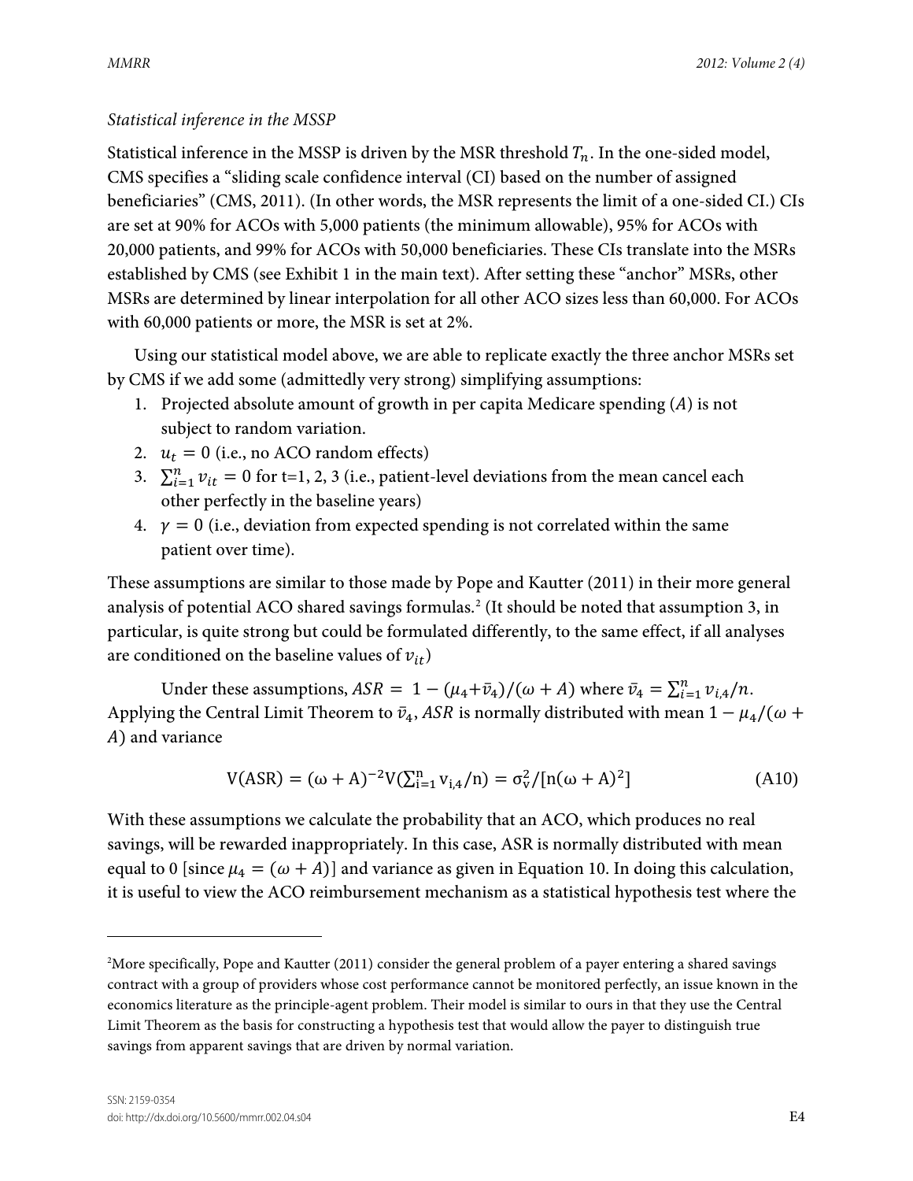*Statistical inference in the MSSP*

Statistical inference in the MSSP is driven by the MSR threshold $T_n$. In the one-sided model, CMS specifies a "sliding scale confidence interval (CI) based on the number of assigned beneficiaries" (CMS, 2011). (In other words, the MSR represents the limit of a one-sided CI.) CIs are set at 90% for ACOs with 5,000 patients (the minimum allowable), 95% for ACOs with 20,000 patients, and 99% for ACOs with 50,000 beneficiaries. These CIs translate into the MSRs established by CMS (see Exhibit 1 in the main text). After setting these "anchor" MSRs, other MSRs are determined by linear interpolation for all other ACO sizes less than 60,000. For ACOs with 60,000 patients or more, the MSR is set at 2%.

Using our statistical model above, we are able to replicate exactly the three anchor MSRs set by CMS if we add some (admittedly very strong) simplifying assumptions:

1. Projected absolute amount of growth in per capita Medicare spending ($A$) is not subject to random variation.
2. $u_t = 0$ (i.e., no ACO random effects)
3. $\sum_{i=1}^{n} v_{it} = 0$ for t=1, 2, 3 (i.e., patient-level deviations from the mean cancel each other perfectly in the baseline years)
4. $\gamma = 0$ (i.e., deviation from expected spending is not correlated within the same patient over time).

These assumptions are similar to those made by Pope and Kautter (2011) in their more general analysis of potential ACO shared savings formulas.[2] (It should be noted that assumption 3, in particular, is quite strong but could be formulated differently, to the same effect, if all analyses are conditioned on the baseline values of $v_{it}$)

Under these assumptions, $ASR = 1 - (\mu_4 + \bar{v}_4)/(\omega + A)$ where $\bar{v}_4 = \sum_{i=1}^{n} v_{i,4}/n$. Applying the Central Limit Theorem to $\bar{v}_4$, $ASR$ is normally distributed with mean $1 - \mu_4/(\omega + A)$ and variance

$$V(ASR) = (\omega + A)^{-2} V(\textstyle\sum_{i=1}^{n} v_{i,4}/n) = \sigma_v^2/[n(\omega + A)^2] \qquad \text{(A10)}$$

With these assumptions we calculate the probability that an ACO, which produces no real savings, will be rewarded inappropriately. In this case, ASR is normally distributed with mean equal to 0 [since $\mu_4 = (\omega + A)$] and variance as given in Equation 10. In doing this calculation, it is useful to view the ACO reimbursement mechanism as a statistical hypothesis test where the

---

[2]More specifically, Pope and Kautter (2011) consider the general problem of a payer entering a shared savings contract with a group of providers whose cost performance cannot be monitored perfectly, an issue known in the economics literature as the principle-agent problem. Their model is similar to ours in that they use the Central Limit Theorem as the basis for constructing a hypothesis test that would allow the payer to distinguish true savings from apparent savings that are driven by normal variation.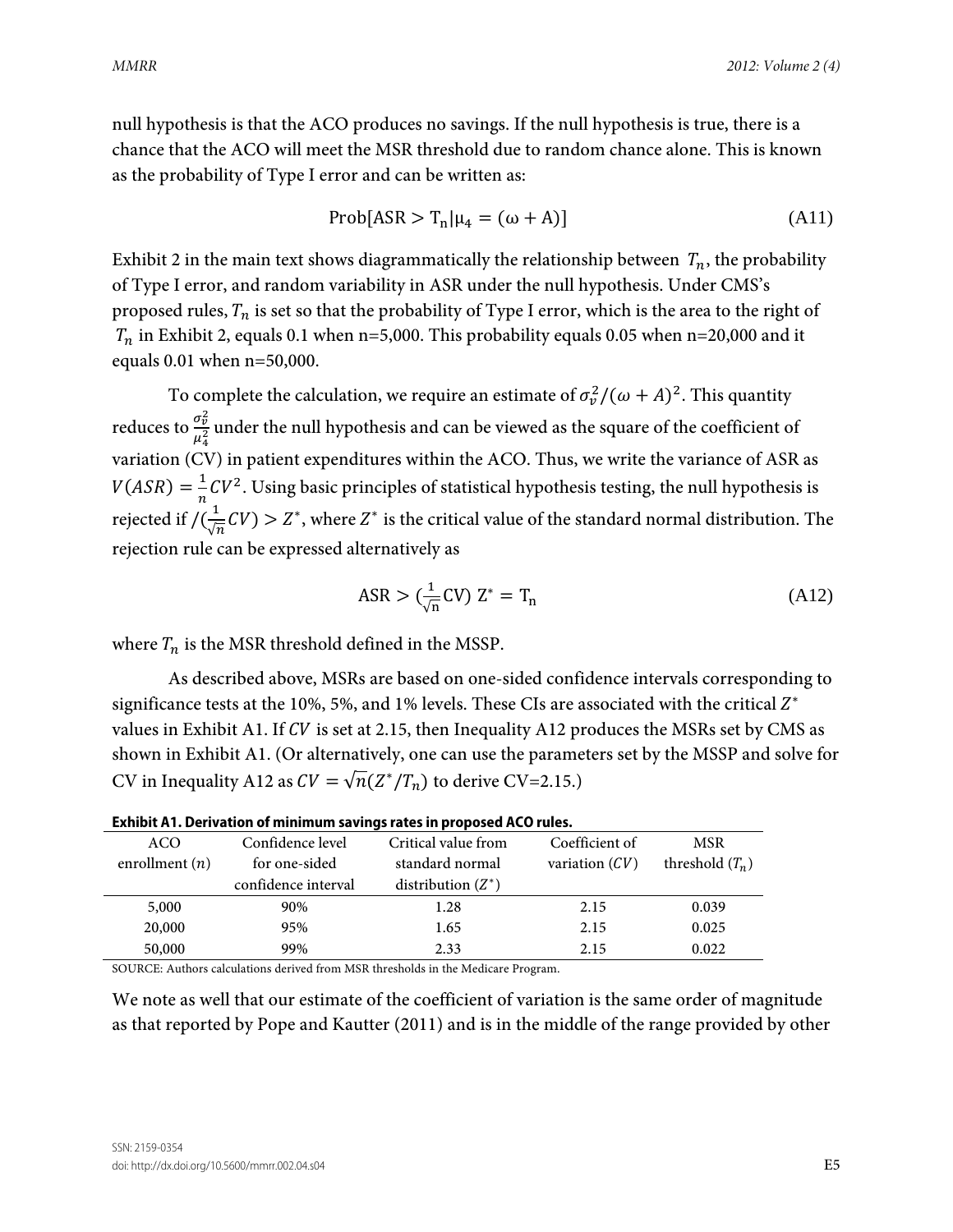null hypothesis is that the ACO produces no savings. If the null hypothesis is true, there is a chance that the ACO will meet the MSR threshold due to random chance alone. This is known as the probability of Type I error and can be written as:

$$\text{Prob}[\text{ASR} > \text{T}_\text{n} | \mu_4 = (\omega + \text{A})] \tag{A11}$$

Exhibit 2 in the main text shows diagrammatically the relationship between $T_n$, the probability of Type I error, and random variability in ASR under the null hypothesis. Under CMS's proposed rules, $T_n$ is set so that the probability of Type I error, which is the area to the right of $T_n$ in Exhibit 2, equals 0.1 when n=5,000. This probability equals 0.05 when n=20,000 and it equals 0.01 when n=50,000.

To complete the calculation, we require an estimate of $\sigma_v^2/(\omega + A)^2$. This quantity reduces to $\frac{\sigma_v^2}{\mu_4^2}$ under the null hypothesis and can be viewed as the square of the coefficient of variation (CV) in patient expenditures within the ACO. Thus, we write the variance of ASR as $V(ASR) = \frac{1}{n} CV^2$. Using basic principles of statistical hypothesis testing, the null hypothesis is rejected if $/(\frac{1}{\sqrt{n}} CV) > Z^*$, where $Z^*$ is the critical value of the standard normal distribution. The rejection rule can be expressed alternatively as

$$\text{ASR} > (\tfrac{1}{\sqrt{\text{n}}}\text{CV})\ \text{Z}^* = \text{T}_\text{n} \tag{A12}$$

where $T_n$ is the MSR threshold defined in the MSSP.

As described above, MSRs are based on one-sided confidence intervals corresponding to significance tests at the 10%, 5%, and 1% levels. These CIs are associated with the critical $Z^*$ values in Exhibit A1. If $CV$ is set at 2.15, then Inequality A12 produces the MSRs set by CMS as shown in Exhibit A1. (Or alternatively, one can use the parameters set by the MSSP and solve for CV in Inequality A12 as $CV = \sqrt{n}(Z^*/T_n)$ to derive CV=2.15.)

**Exhibit A1. Derivation of minimum savings rates in proposed ACO rules.**

| ACO enrollment ($n$) | Confidence level for one-sided confidence interval | Critical value from standard normal distribution ($Z^*$) | Coefficient of variation ($CV$) | MSR threshold ($T_n$) |
|---|---|---|---|---|
| 5,000 | 90% | 1.28 | 2.15 | 0.039 |
| 20,000 | 95% | 1.65 | 2.15 | 0.025 |
| 50,000 | 99% | 2.33 | 2.15 | 0.022 |

SOURCE: Authors calculations derived from MSR thresholds in the Medicare Program.

We note as well that our estimate of the coefficient of variation is the same order of magnitude as that reported by Pope and Kautter (2011) and is in the middle of the range provided by other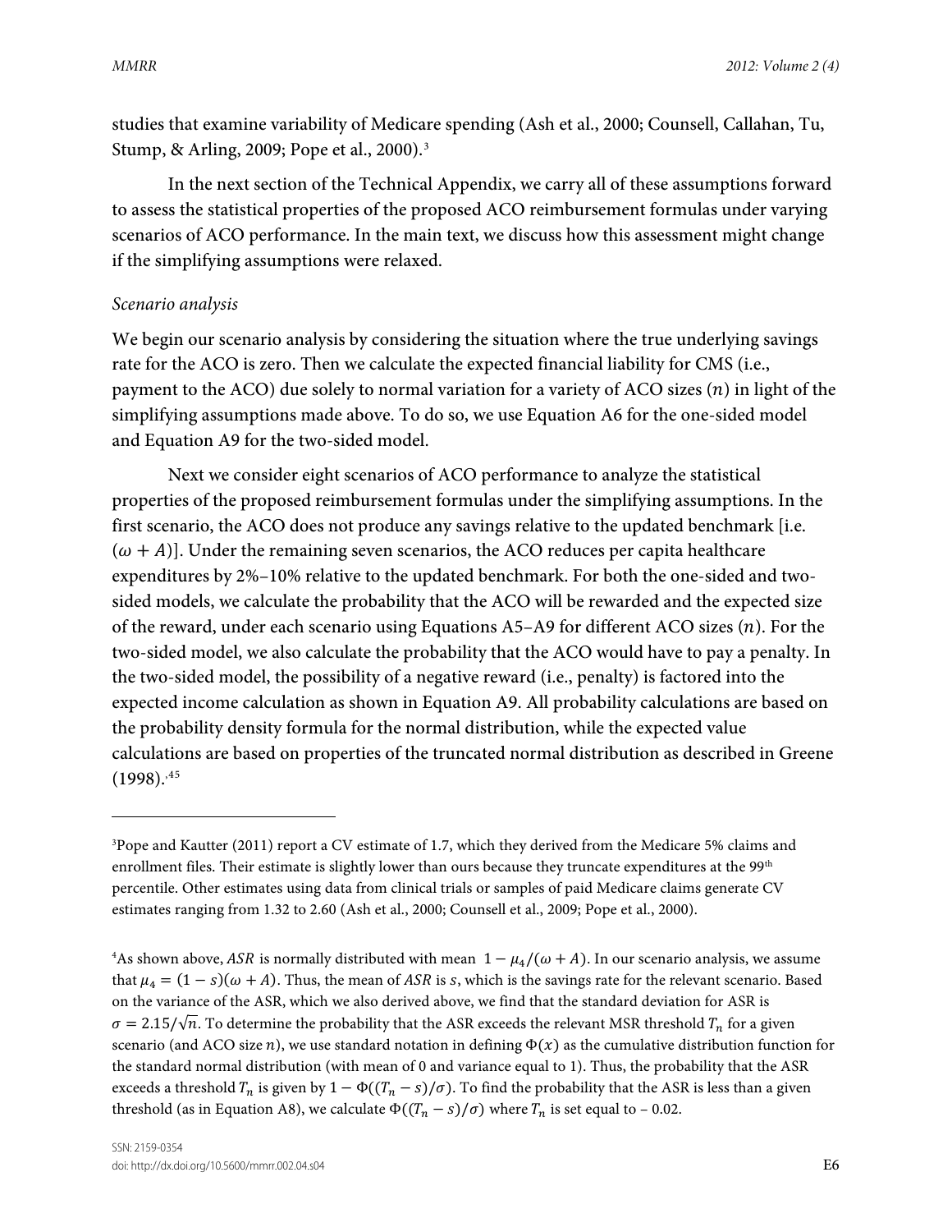studies that examine variability of Medicare spending (Ash et al., 2000; Counsell, Callahan, Tu, Stump, & Arling, 2009; Pope et al., 2000).[3]

In the next section of the Technical Appendix, we carry all of these assumptions forward to assess the statistical properties of the proposed ACO reimbursement formulas under varying scenarios of ACO performance. In the main text, we discuss how this assessment might change if the simplifying assumptions were relaxed.

*Scenario analysis*

We begin our scenario analysis by considering the situation where the true underlying savings rate for the ACO is zero. Then we calculate the expected financial liability for CMS (i.e., payment to the ACO) due solely to normal variation for a variety of ACO sizes ($n$) in light of the simplifying assumptions made above. To do so, we use Equation A6 for the one-sided model and Equation A9 for the two-sided model.

Next we consider eight scenarios of ACO performance to analyze the statistical properties of the proposed reimbursement formulas under the simplifying assumptions. In the first scenario, the ACO does not produce any savings relative to the updated benchmark [i.e. $(\omega + A)$]. Under the remaining seven scenarios, the ACO reduces per capita healthcare expenditures by 2%–10% relative to the updated benchmark. For both the one-sided and two-sided models, we calculate the probability that the ACO will be rewarded and the expected size of the reward, under each scenario using Equations A5–A9 for different ACO sizes ($n$). For the two-sided model, we also calculate the probability that the ACO would have to pay a penalty. In the two-sided model, the possibility of a negative reward (i.e., penalty) is factored into the expected income calculation as shown in Equation A9. All probability calculations are based on the probability density formula for the normal distribution, while the expected value calculations are based on properties of the truncated normal distribution as described in Greene (1998).[4,5]

---

[3]Pope and Kautter (2011) report a CV estimate of 1.7, which they derived from the Medicare 5% claims and enrollment files. Their estimate is slightly lower than ours because they truncate expenditures at the 99th percentile. Other estimates using data from clinical trials or samples of paid Medicare claims generate CV estimates ranging from 1.32 to 2.60 (Ash et al., 2000; Counsell et al., 2009; Pope et al., 2000).

[4]As shown above, $ASR$ is normally distributed with mean $1 - \mu_4/(\omega + A)$. In our scenario analysis, we assume that $\mu_4 = (1 - s)(\omega + A)$. Thus, the mean of $ASR$ is $s$, which is the savings rate for the relevant scenario. Based on the variance of the ASR, which we also derived above, we find that the standard deviation for ASR is $\sigma = 2.15/\sqrt{n}$. To determine the probability that the ASR exceeds the relevant MSR threshold $T_n$ for a given scenario (and ACO size $n$), we use standard notation in defining $\Phi(x)$ as the cumulative distribution function for the standard normal distribution (with mean of 0 and variance equal to 1). Thus, the probability that the ASR exceeds a threshold $T_n$ is given by $1 - \Phi((T_n - s)/\sigma)$. To find the probability that the ASR is less than a given threshold (as in Equation A8), we calculate $\Phi((T_n - s)/\sigma)$ where $T_n$ is set equal to $-0.02$.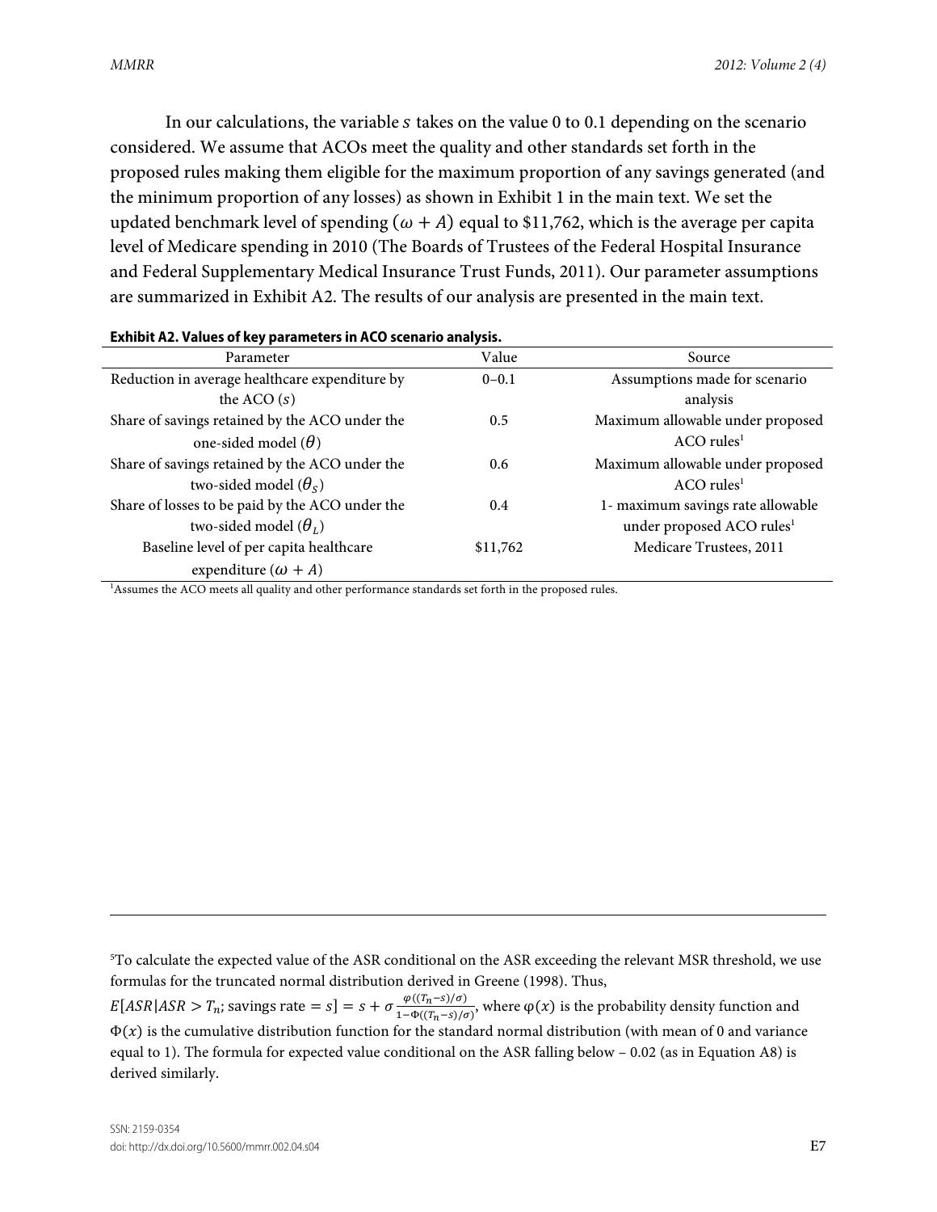In our calculations, the variable $s$ takes on the value 0 to 0.1 depending on the scenario considered. We assume that ACOs meet the quality and other standards set forth in the proposed rules making them eligible for the maximum proportion of any savings generated (and the minimum proportion of any losses) as shown in Exhibit 1 in the main text. We set the updated benchmark level of spending $(\omega + A)$ equal to \$11,762, which is the average per capita level of Medicare spending in 2010 (The Boards of Trustees of the Federal Hospital Insurance and Federal Supplementary Medical Insurance Trust Funds, 2011). Our parameter assumptions are summarized in Exhibit A2. The results of our analysis are presented in the main text.

**Exhibit A2. Values of key parameters in ACO scenario analysis.**

| Parameter | Value | Source |
|---|---|---|
| Reduction in average healthcare expenditure by the ACO ($s$) | 0–0.1 | Assumptions made for scenario analysis |
| Share of savings retained by the ACO under the one-sided model ($\theta$) | 0.5 | Maximum allowable under proposed ACO rules[1] |
| Share of savings retained by the ACO under the two-sided model ($\theta_S$) | 0.6 | Maximum allowable under proposed ACO rules[1] |
| Share of losses to be paid by the ACO under the two-sided model ($\theta_L$) | 0.4 | 1- maximum savings rate allowable under proposed ACO rules[1] |
| Baseline level of per capita healthcare expenditure $(\omega + A)$ | \$11,762 | Medicare Trustees, 2011 |

[1]Assumes the ACO meets all quality and other performance standards set forth in the proposed rules.

---

[5]To calculate the expected value of the ASR conditional on the ASR exceeding the relevant MSR threshold, we use formulas for the truncated normal distribution derived in Greene (1998). Thus, $E[ASR|ASR > T_n; \text{savings rate} = s] = s + \sigma \frac{\varphi((T_n - s)/\sigma)}{1 - \Phi((T_n - s)/\sigma)}$, where $\varphi(x)$ is the probability density function and $\Phi(x)$ is the cumulative distribution function for the standard normal distribution (with mean of 0 and variance equal to 1). The formula for expected value conditional on the ASR falling below – 0.02 (as in Equation A8) is derived similarly.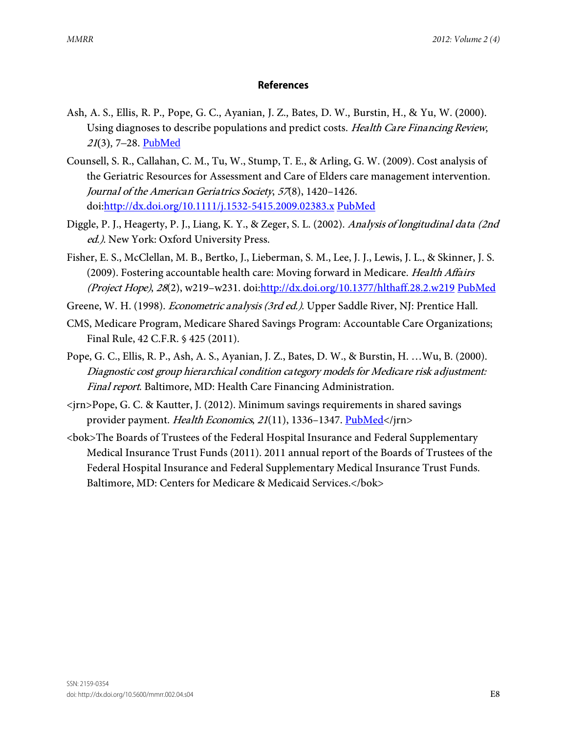## References

Ash, A. S., Ellis, R. P., Pope, G. C., Ayanian, J. Z., Bates, D. W., Burstin, H., & Yu, W. (2000). Using diagnoses to describe populations and predict costs. *Health Care Financing Review*, *21*(3), 7–28. PubMed

Counsell, S. R., Callahan, C. M., Tu, W., Stump, T. E., & Arling, G. W. (2009). Cost analysis of the Geriatric Resources for Assessment and Care of Elders care management intervention. *Journal of the American Geriatrics Society*, *57*(8), 1420–1426. doi:http://dx.doi.org/10.1111/j.1532-5415.2009.02383.x PubMed

Diggle, P. J., Heagerty, P. J., Liang, K. Y., & Zeger, S. L. (2002). *Analysis of longitudinal data (2nd ed.)*. New York: Oxford University Press.

Fisher, E. S., McClellan, M. B., Bertko, J., Lieberman, S. M., Lee, J. J., Lewis, J. L., & Skinner, J. S. (2009). Fostering accountable health care: Moving forward in Medicare. *Health Affairs (Project Hope)*, *28*(2), w219–w231. doi:http://dx.doi.org/10.1377/hlthaff.28.2.w219 PubMed

Greene, W. H. (1998). *Econometric analysis (3rd ed.)*. Upper Saddle River, NJ: Prentice Hall.

CMS, Medicare Program, Medicare Shared Savings Program: Accountable Care Organizations; Final Rule, 42 C.F.R. § 425 (2011).

Pope, G. C., Ellis, R. P., Ash, A. S., Ayanian, J. Z., Bates, D. W., & Burstin, H. …Wu, B. (2000). *Diagnostic cost group hierarchical condition category models for Medicare risk adjustment: Final report*. Baltimore, MD: Health Care Financing Administration.

<jrn>Pope, G. C. & Kautter, J. (2012). Minimum savings requirements in shared savings provider payment. *Health Economics*, *21*(11), 1336–1347. PubMed</jrn>

<bok>The Boards of Trustees of the Federal Hospital Insurance and Federal Supplementary Medical Insurance Trust Funds (2011). 2011 annual report of the Boards of Trustees of the Federal Hospital Insurance and Federal Supplementary Medical Insurance Trust Funds. Baltimore, MD: Centers for Medicare & Medicaid Services.</bok>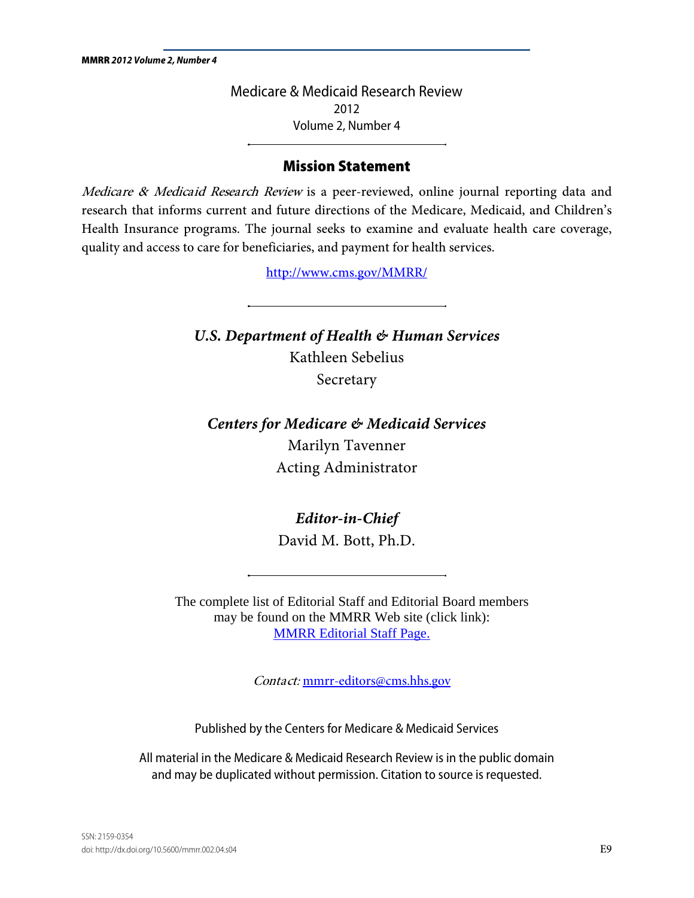Medicare & Medicaid Research Review
2012
Volume 2, Number 4

## Mission Statement

*Medicare & Medicaid Research Review* is a peer-reviewed, online journal reporting data and research that informs current and future directions of the Medicare, Medicaid, and Children's Health Insurance programs. The journal seeks to examine and evaluate health care coverage, quality and access to care for beneficiaries, and payment for health services.

http://www.cms.gov/MMRR/

***U.S. Department of Health & Human Services***
Kathleen Sebelius
Secretary

***Centers for Medicare & Medicaid Services***
Marilyn Tavenner
Acting Administrator

***Editor-in-Chief***
David M. Bott, Ph.D.

The complete list of Editorial Staff and Editorial Board members may be found on the MMRR Web site (click link):
MMRR Editorial Staff Page.

*Contact:* mmrr-editors@cms.hhs.gov

Published by the Centers for Medicare & Medicaid Services

All material in the Medicare & Medicaid Research Review is in the public domain and may be duplicated without permission. Citation to source is requested.

SSN: 2159-0354
doi: http://dx.doi.org/10.5600/mmrr.002.04.s04